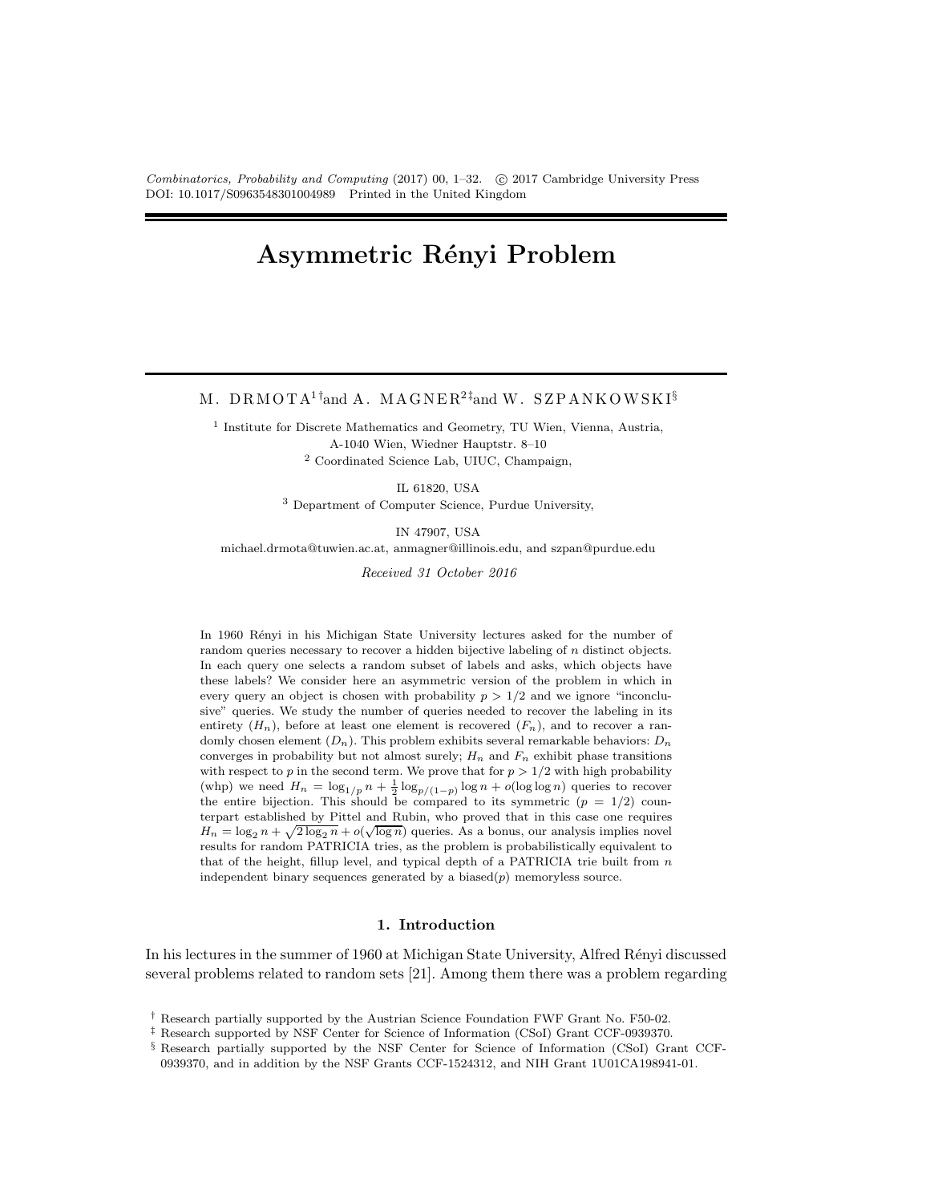# Asymmetric Rényi Problem

M. DRMOTA[1]† and A. MAGNER[2]‡ and W. SZPANKOWSKI§

[1] Institute for Discrete Mathematics and Geometry, TU Wien, Vienna, Austria, A-1040 Wien, Wiedner Hauptstr. 8–10

[2] Coordinated Science Lab, UIUC, Champaign, IL 61820, USA

[3] Department of Computer Science, Purdue University, IN 47907, USA

michael.drmota@tuwien.ac.at, anmagner@illinois.edu, and szpan@purdue.edu

*Received 31 October 2016*

In 1960 Rényi in his Michigan State University lectures asked for the number of random queries necessary to recover a hidden bijective labeling of $n$ distinct objects. In each query one selects a random subset of labels and asks, which objects have these labels? We consider here an asymmetric version of the problem in which in every query an object is chosen with probability $p > 1/2$ and we ignore "inconclusive" queries. We study the number of queries needed to recover the labeling in its entirety ($H_n$), before at least one element is recovered ($F_n$), and to recover a randomly chosen element ($D_n$). This problem exhibits several remarkable behaviors: $D_n$ converges in probability but not almost surely; $H_n$ and $F_n$ exhibit phase transitions with respect to $p$ in the second term. We prove that for $p > 1/2$ with high probability (whp) we need $H_n = \log_{1/p} n + \frac{1}{2}\log_{p/(1-p)} \log n + o(\log \log n)$ queries to recover the entire bijection. This should be compared to its symmetric ($p = 1/2$) counterpart established by Pittel and Rubin, who proved that in this case one requires $H_n = \log_2 n + \sqrt{2 \log_2 n} + o(\sqrt{\log n})$ queries. As a bonus, our analysis implies novel results for random PATRICIA tries, as the problem is probabilistically equivalent to that of the height, fillup level, and typical depth of a PATRICIA trie built from $n$ independent binary sequences generated by a biased($p$) memoryless source.

## 1. Introduction

In his lectures in the summer of 1960 at Michigan State University, Alfred Rényi discussed several problems related to random sets [21]. Among them there was a problem regarding

† Research partially supported by the Austrian Science Foundation FWF Grant No. F50-02.

‡ Research supported by NSF Center for Science of Information (CSoI) Grant CCF-0939370.

§ Research partially supported by the NSF Center for Science of Information (CSoI) Grant CCF-0939370, and in addition by the NSF Grants CCF-1524312, and NIH Grant 1U01CA198941-01.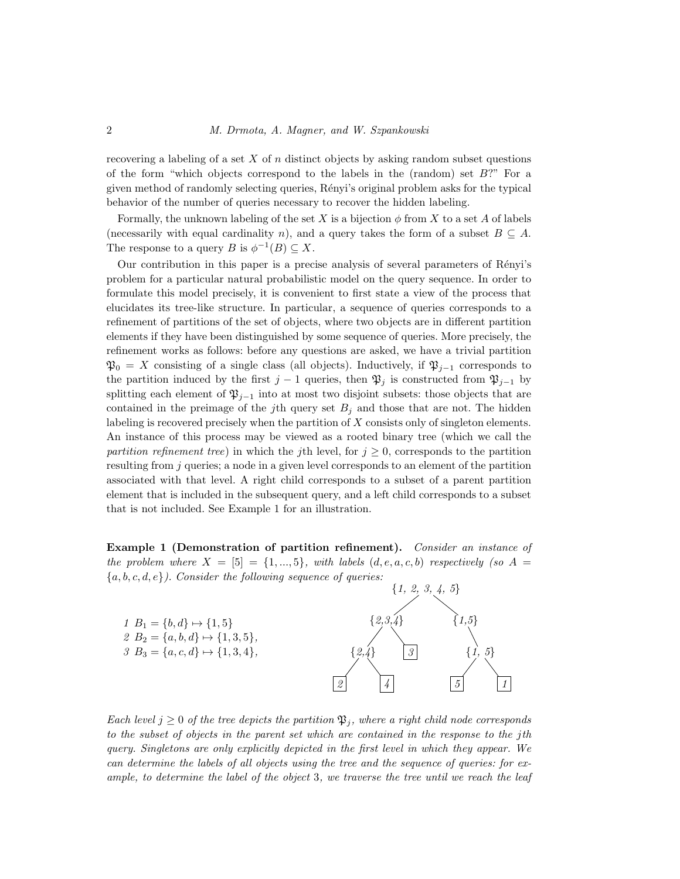recovering a labeling of a set $X$ of $n$ distinct objects by asking random subset questions of the form "which objects correspond to the labels in the (random) set $B$?" For a given method of randomly selecting queries, Rényi's original problem asks for the typical behavior of the number of queries necessary to recover the hidden labeling.

Formally, the unknown labeling of the set $X$ is a bijection $\phi$ from $X$ to a set $A$ of labels (necessarily with equal cardinality $n$), and a query takes the form of a subset $B \subseteq A$. The response to a query $B$ is $\phi^{-1}(B) \subseteq X$.

Our contribution in this paper is a precise analysis of several parameters of Rényi's problem for a particular natural probabilistic model on the query sequence. In order to formulate this model precisely, it is convenient to first state a view of the process that elucidates its tree-like structure. In particular, a sequence of queries corresponds to a refinement of partitions of the set of objects, where two objects are in different partition elements if they have been distinguished by some sequence of queries. More precisely, the refinement works as follows: before any questions are asked, we have a trivial partition $\mathfrak{P}_0 = X$ consisting of a single class (all objects). Inductively, if $\mathfrak{P}_{j-1}$ corresponds to the partition induced by the first $j-1$ queries, then $\mathfrak{P}_j$ is constructed from $\mathfrak{P}_{j-1}$ by splitting each element of $\mathfrak{P}_{j-1}$ into at most two disjoint subsets: those objects that are contained in the preimage of the $j$th query set $B_j$ and those that are not. The hidden labeling is recovered precisely when the partition of $X$ consists only of singleton elements. An instance of this process may be viewed as a rooted binary tree (which we call the *partition refinement tree*) in which the $j$th level, for $j \geq 0$, corresponds to the partition resulting from $j$ queries; a node in a given level corresponds to an element of the partition associated with that level. A right child corresponds to a subset of a parent partition element that is included in the subsequent query, and a left child corresponds to a subset that is not included. See Example 1 for an illustration.

**Example 1 (Demonstration of partition refinement).** *Consider an instance of the problem where $X = [5] = \{1, ..., 5\}$, with labels $(d, e, a, c, b)$ respectively (so $A = \{a, b, c, d, e\}$). Consider the following sequence of queries:*

1. $B_1 = \{b, d\} \mapsto \{1, 5\}$
2. $B_2 = \{a, b, d\} \mapsto \{1, 3, 5\}$,
3. $B_3 = \{a, c, d\} \mapsto \{1, 3, 4\}$,

```
                 {1, 2, 3, 4, 5}
                /               \
          {2,3,4}               {1,5}
          /     \                   \
      {2,4}     [3]                {1, 5}
      /   \                        /    \
    [2]   [4]                    [5]    [1]
```

*Each level $j \geq 0$ of the tree depicts the partition $\mathfrak{P}_j$, where a right child node corresponds to the subset of objects in the parent set which are contained in the response to the $j$th query. Singletons are only explicitly depicted in the first level in which they appear. We can determine the labels of all objects using the tree and the sequence of queries: for example, to determine the label of the object 3, we traverse the tree until we reach the leaf*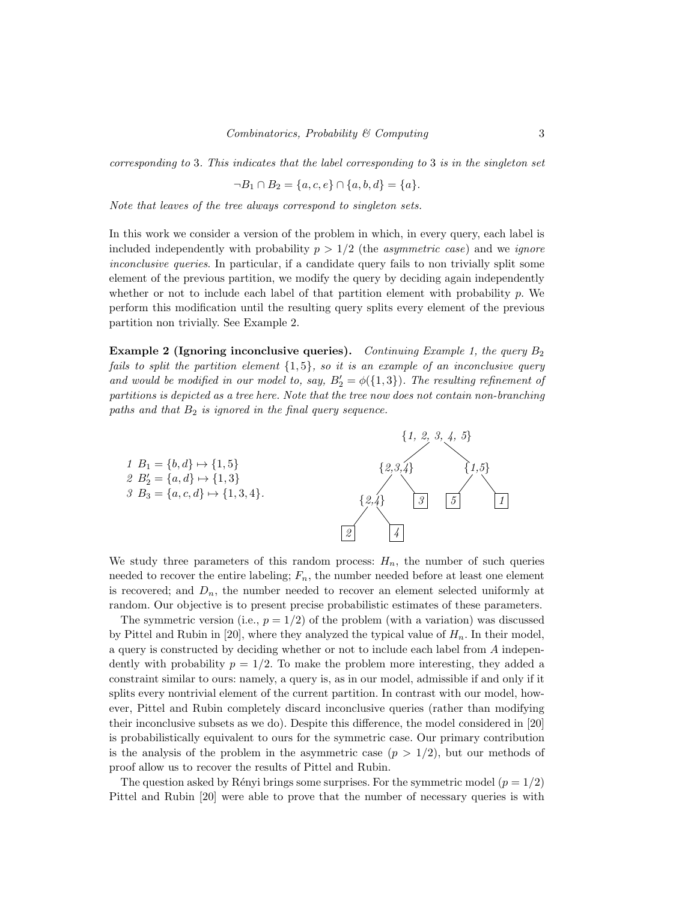*corresponding to* 3*. This indicates that the label corresponding to* 3 *is in the singleton set*

$$\neg B_1 \cap B_2 = \{a, c, e\} \cap \{a, b, d\} = \{a\}.$$

*Note that leaves of the tree always correspond to singleton sets.*

In this work we consider a version of the problem in which, in every query, each label is included independently with probability $p > 1/2$ (the *asymmetric case*) and we *ignore inconclusive queries*. In particular, if a candidate query fails to non trivially split some element of the previous partition, we modify the query by deciding again independently whether or not to include each label of that partition element with probability $p$. We perform this modification until the resulting query splits every element of the previous partition non trivially. See Example 2.

**Example 2 (Ignoring inconclusive queries).** *Continuing Example 1, the query $B_2$ fails to split the partition element $\{1, 5\}$, so it is an example of an inconclusive query and would be modified in our model to, say, $B_2' = \phi(\{1, 3\})$. The resulting refinement of partitions is depicted as a tree here. Note that the tree now does not contain non-branching paths and that $B_2$ is ignored in the final query sequence.*

1 $B_1 = \{b, d\} \mapsto \{1, 5\}$
2 $B_2' = \{a, d\} \mapsto \{1, 3\}$
3 $B_3 = \{a, c, d\} \mapsto \{1, 3, 4\}$.

We study three parameters of this random process: $H_n$, the number of such queries needed to recover the entire labeling; $F_n$, the number needed before at least one element is recovered; and $D_n$, the number needed to recover an element selected uniformly at random. Our objective is to present precise probabilistic estimates of these parameters.

The symmetric version (i.e., $p = 1/2$) of the problem (with a variation) was discussed by Pittel and Rubin in [20], where they analyzed the typical value of $H_n$. In their model, a query is constructed by deciding whether or not to include each label from $A$ independently with probability $p = 1/2$. To make the problem more interesting, they added a constraint similar to ours: namely, a query is, as in our model, admissible if and only if it splits every nontrivial element of the current partition. In contrast with our model, however, Pittel and Rubin completely discard inconclusive queries (rather than modifying their inconclusive subsets as we do). Despite this difference, the model considered in [20] is probabilistically equivalent to ours for the symmetric case. Our primary contribution is the analysis of the problem in the asymmetric case ($p > 1/2$), but our methods of proof allow us to recover the results of Pittel and Rubin.

The question asked by Rényi brings some surprises. For the symmetric model ($p = 1/2$) Pittel and Rubin [20] were able to prove that the number of necessary queries is with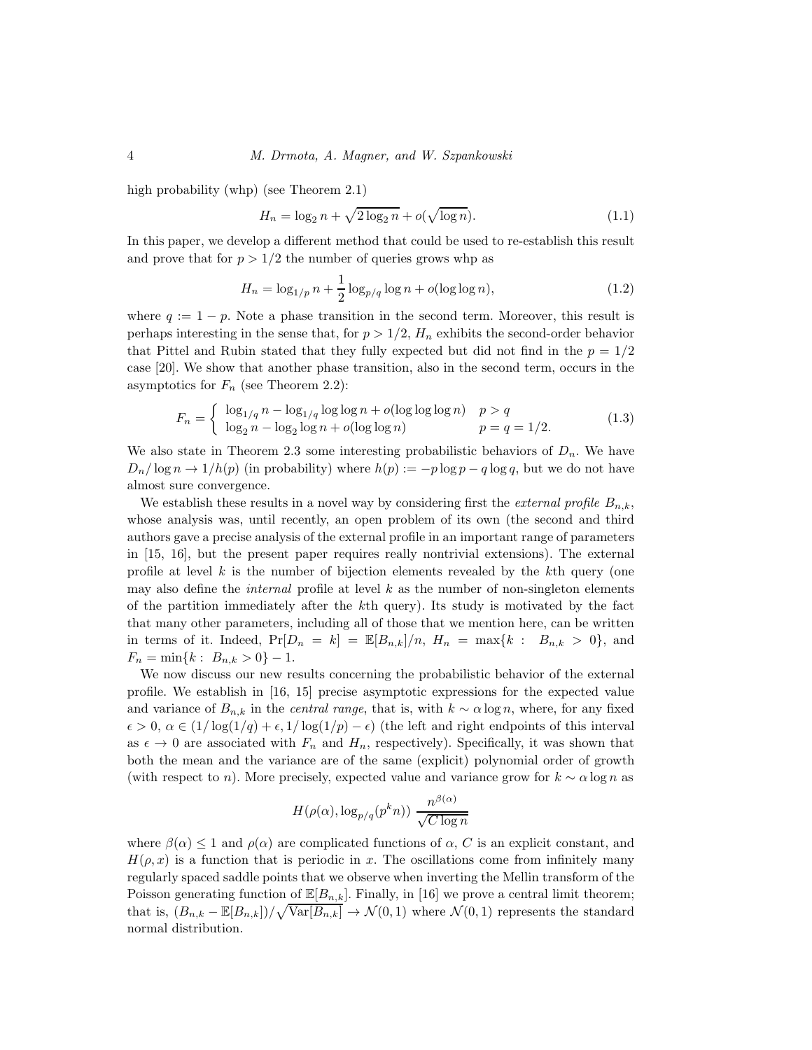high probability (whp) (see Theorem 2.1)

$$H_n = \log_2 n + \sqrt{2 \log_2 n} + o(\sqrt{\log n}). \tag{1.1}$$

In this paper, we develop a different method that could be used to re-establish this result and prove that for $p > 1/2$ the number of queries grows whp as

$$H_n = \log_{1/p} n + \frac{1}{2} \log_{p/q} \log n + o(\log \log n), \tag{1.2}$$

where $q := 1 - p$. Note a phase transition in the second term. Moreover, this result is perhaps interesting in the sense that, for $p > 1/2$, $H_n$ exhibits the second-order behavior that Pittel and Rubin stated that they fully expected but did not find in the $p = 1/2$ case [20]. We show that another phase transition, also in the second term, occurs in the asymptotics for $F_n$ (see Theorem 2.2):

$$F_n = \begin{cases} \log_{1/q} n - \log_{1/q} \log \log n + o(\log \log \log n) & p > q \\ \log_2 n - \log_2 \log n + o(\log \log n) & p = q = 1/2. \end{cases} \tag{1.3}$$

We also state in Theorem 2.3 some interesting probabilistic behaviors of $D_n$. We have $D_n / \log n \to 1/h(p)$ (in probability) where $h(p) := -p \log p - q \log q$, but we do not have almost sure convergence.

We establish these results in a novel way by considering first the *external profile* $B_{n,k}$, whose analysis was, until recently, an open problem of its own (the second and third authors gave a precise analysis of the external profile in an important range of parameters in [15, 16], but the present paper requires really nontrivial extensions). The external profile at level $k$ is the number of bijection elements revealed by the $k$th query (one may also define the *internal* profile at level $k$ as the number of non-singleton elements of the partition immediately after the $k$th query). Its study is motivated by the fact that many other parameters, including all of those that we mention here, can be written in terms of it. Indeed, $\Pr[D_n = k] = \mathbb{E}[B_{n,k}]/n$, $H_n = \max\{k : B_{n,k} > 0\}$, and $F_n = \min\{k : B_{n,k} > 0\} - 1$.

We now discuss our new results concerning the probabilistic behavior of the external profile. We establish in [16, 15] precise asymptotic expressions for the expected value and variance of $B_{n,k}$ in the *central range*, that is, with $k \sim \alpha \log n$, where, for any fixed $\epsilon > 0$, $\alpha \in (1/\log(1/q) + \epsilon, 1/\log(1/p) - \epsilon)$ (the left and right endpoints of this interval as $\epsilon \to 0$ are associated with $F_n$ and $H_n$, respectively). Specifically, it was shown that both the mean and the variance are of the same (explicit) polynomial order of growth (with respect to $n$). More precisely, expected value and variance grow for $k \sim \alpha \log n$ as

$$H(\rho(\alpha), \log_{p/q}(p^k n)) \; \frac{n^{\beta(\alpha)}}{\sqrt{C \log n}}$$

where $\beta(\alpha) \leq 1$ and $\rho(\alpha)$ are complicated functions of $\alpha$, $C$ is an explicit constant, and $H(\rho, x)$ is a function that is periodic in $x$. The oscillations come from infinitely many regularly spaced saddle points that we observe when inverting the Mellin transform of the Poisson generating function of $\mathbb{E}[B_{n,k}]$. Finally, in [16] we prove a central limit theorem; that is, $(B_{n,k} - \mathbb{E}[B_{n,k}])/\sqrt{\mathrm{Var}[B_{n,k}]} \to \mathcal{N}(0, 1)$ where $\mathcal{N}(0, 1)$ represents the standard normal distribution.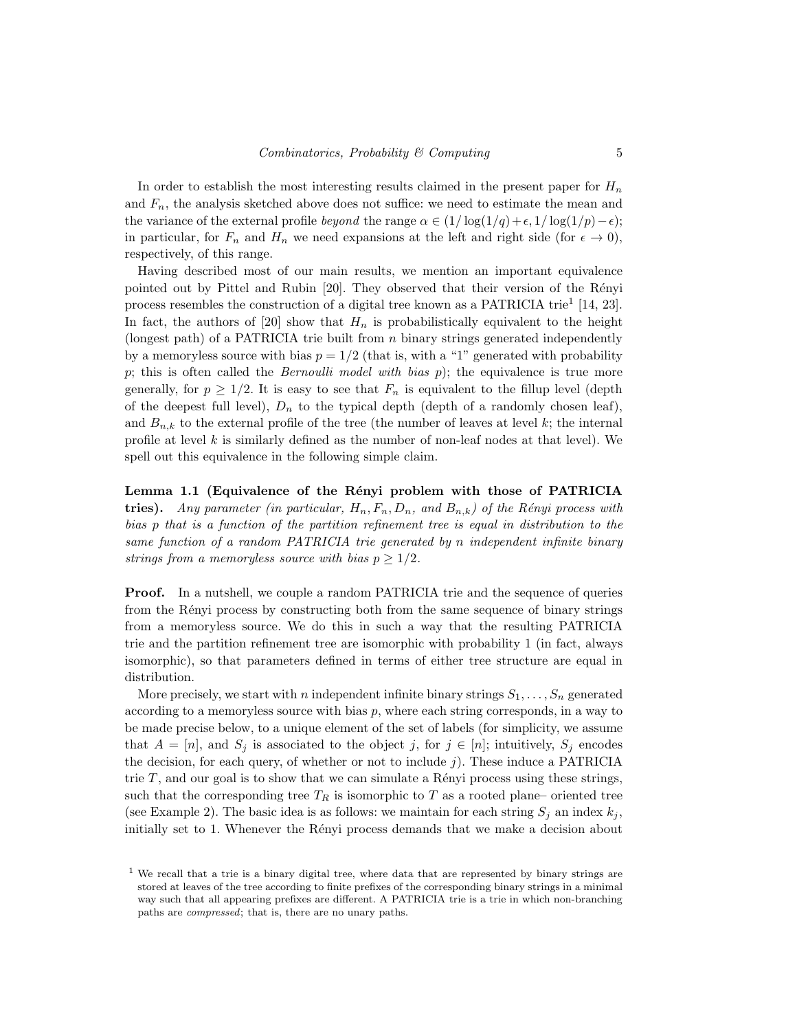In order to establish the most interesting results claimed in the present paper for $H_n$ and $F_n$, the analysis sketched above does not suffice: we need to estimate the mean and the variance of the external profile *beyond* the range $\alpha \in (1/\log(1/q)+\epsilon, 1/\log(1/p)-\epsilon)$; in particular, for $F_n$ and $H_n$ we need expansions at the left and right side (for $\epsilon \to 0$), respectively, of this range.

Having described most of our main results, we mention an important equivalence pointed out by Pittel and Rubin [20]. They observed that their version of the Rényi process resembles the construction of a digital tree known as a PATRICIA trie[1] [14, 23]. In fact, the authors of [20] show that $H_n$ is probabilistically equivalent to the height (longest path) of a PATRICIA trie built from $n$ binary strings generated independently by a memoryless source with bias $p = 1/2$ (that is, with a "1" generated with probability $p$; this is often called the *Bernoulli model with bias* $p$); the equivalence is true more generally, for $p \geq 1/2$. It is easy to see that $F_n$ is equivalent to the fillup level (depth of the deepest full level), $D_n$ to the typical depth (depth of a randomly chosen leaf), and $B_{n,k}$ to the external profile of the tree (the number of leaves at level $k$; the internal profile at level $k$ is similarly defined as the number of non-leaf nodes at that level). We spell out this equivalence in the following simple claim.

**Lemma 1.1 (Equivalence of the Rényi problem with those of PATRICIA tries).** *Any parameter (in particular, $H_n, F_n, D_n$, and $B_{n,k}$) of the Rényi process with bias $p$ that is a function of the partition refinement tree is equal in distribution to the same function of a random PATRICIA trie generated by $n$ independent infinite binary strings from a memoryless source with bias $p \geq 1/2$.*

**Proof.** In a nutshell, we couple a random PATRICIA trie and the sequence of queries from the Rényi process by constructing both from the same sequence of binary strings from a memoryless source. We do this in such a way that the resulting PATRICIA trie and the partition refinement tree are isomorphic with probability 1 (in fact, always isomorphic), so that parameters defined in terms of either tree structure are equal in distribution.

More precisely, we start with $n$ independent infinite binary strings $S_1, \ldots, S_n$ generated according to a memoryless source with bias $p$, where each string corresponds, in a way to be made precise below, to a unique element of the set of labels (for simplicity, we assume that $A = [n]$, and $S_j$ is associated to the object $j$, for $j \in [n]$; intuitively, $S_j$ encodes the decision, for each query, of whether or not to include $j$). These induce a PATRICIA trie $T$, and our goal is to show that we can simulate a Rényi process using these strings, such that the corresponding tree $T_R$ is isomorphic to $T$ as a rooted plane– oriented tree (see Example 2). The basic idea is as follows: we maintain for each string $S_j$ an index $k_j$, initially set to 1. Whenever the Rényi process demands that we make a decision about

[1] We recall that a trie is a binary digital tree, where data that are represented by binary strings are stored at leaves of the tree according to finite prefixes of the corresponding binary strings in a minimal way such that all appearing prefixes are different. A PATRICIA trie is a trie in which non-branching paths are *compressed*; that is, there are no unary paths.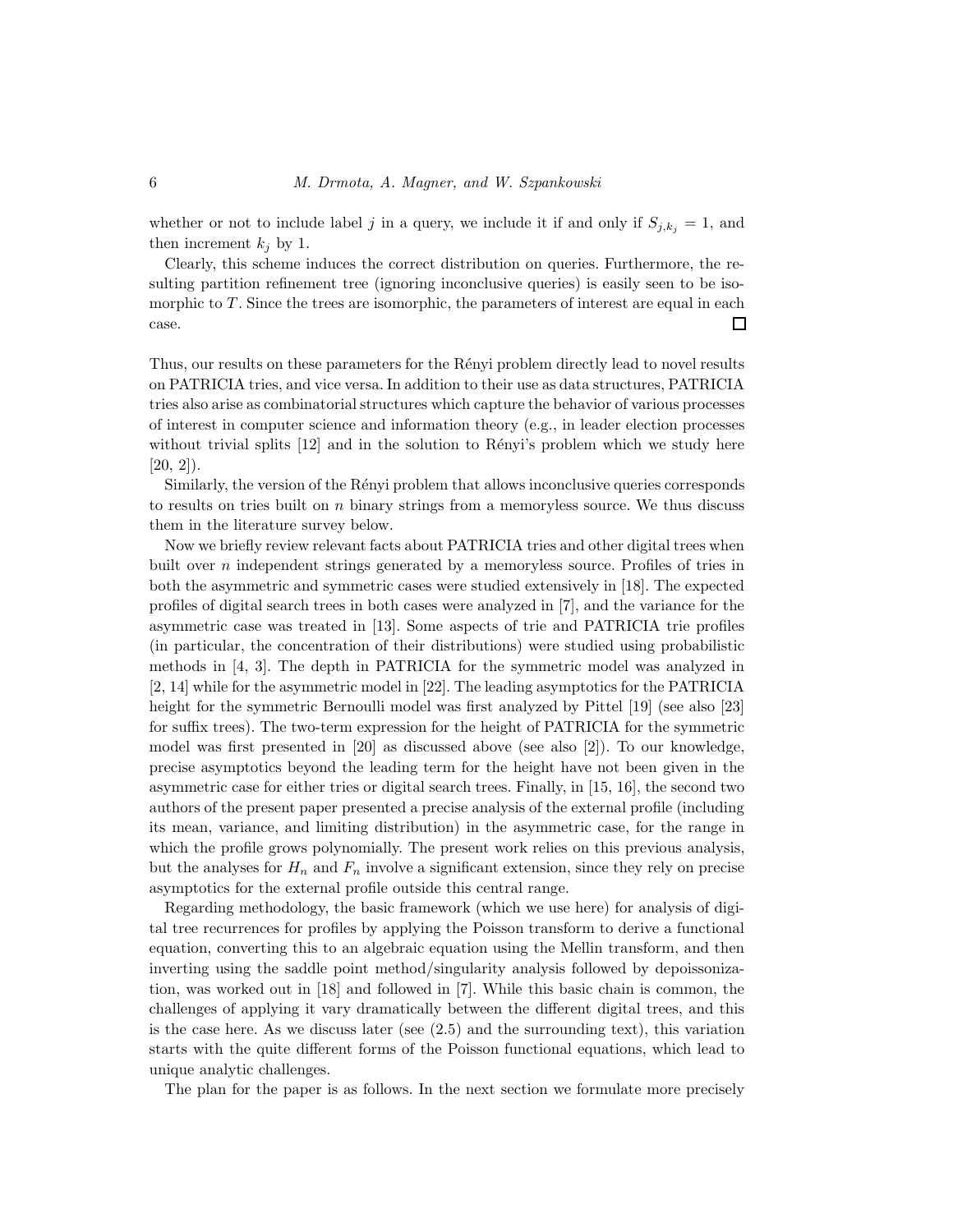whether or not to include label $j$ in a query, we include it if and only if $S_{j,k_j} = 1$, and then increment $k_j$ by 1.

Clearly, this scheme induces the correct distribution on queries. Furthermore, the resulting partition refinement tree (ignoring inconclusive queries) is easily seen to be isomorphic to $T$. Since the trees are isomorphic, the parameters of interest are equal in each case. $\square$

Thus, our results on these parameters for the Rényi problem directly lead to novel results on PATRICIA tries, and vice versa. In addition to their use as data structures, PATRICIA tries also arise as combinatorial structures which capture the behavior of various processes of interest in computer science and information theory (e.g., in leader election processes without trivial splits [12] and in the solution to Rényi's problem which we study here [20, 2]).

Similarly, the version of the Rényi problem that allows inconclusive queries corresponds to results on tries built on $n$ binary strings from a memoryless source. We thus discuss them in the literature survey below.

Now we briefly review relevant facts about PATRICIA tries and other digital trees when built over $n$ independent strings generated by a memoryless source. Profiles of tries in both the asymmetric and symmetric cases were studied extensively in [18]. The expected profiles of digital search trees in both cases were analyzed in [7], and the variance for the asymmetric case was treated in [13]. Some aspects of trie and PATRICIA trie profiles (in particular, the concentration of their distributions) were studied using probabilistic methods in [4, 3]. The depth in PATRICIA for the symmetric model was analyzed in [2, 14] while for the asymmetric model in [22]. The leading asymptotics for the PATRICIA height for the symmetric Bernoulli model was first analyzed by Pittel [19] (see also [23] for suffix trees). The two-term expression for the height of PATRICIA for the symmetric model was first presented in [20] as discussed above (see also [2]). To our knowledge, precise asymptotics beyond the leading term for the height have not been given in the asymmetric case for either tries or digital search trees. Finally, in [15, 16], the second two authors of the present paper presented a precise analysis of the external profile (including its mean, variance, and limiting distribution) in the asymmetric case, for the range in which the profile grows polynomially. The present work relies on this previous analysis, but the analyses for $H_n$ and $F_n$ involve a significant extension, since they rely on precise asymptotics for the external profile outside this central range.

Regarding methodology, the basic framework (which we use here) for analysis of digital tree recurrences for profiles by applying the Poisson transform to derive a functional equation, converting this to an algebraic equation using the Mellin transform, and then inverting using the saddle point method/singularity analysis followed by depoissonization, was worked out in [18] and followed in [7]. While this basic chain is common, the challenges of applying it vary dramatically between the different digital trees, and this is the case here. As we discuss later (see (2.5) and the surrounding text), this variation starts with the quite different forms of the Poisson functional equations, which lead to unique analytic challenges.

The plan for the paper is as follows. In the next section we formulate more precisely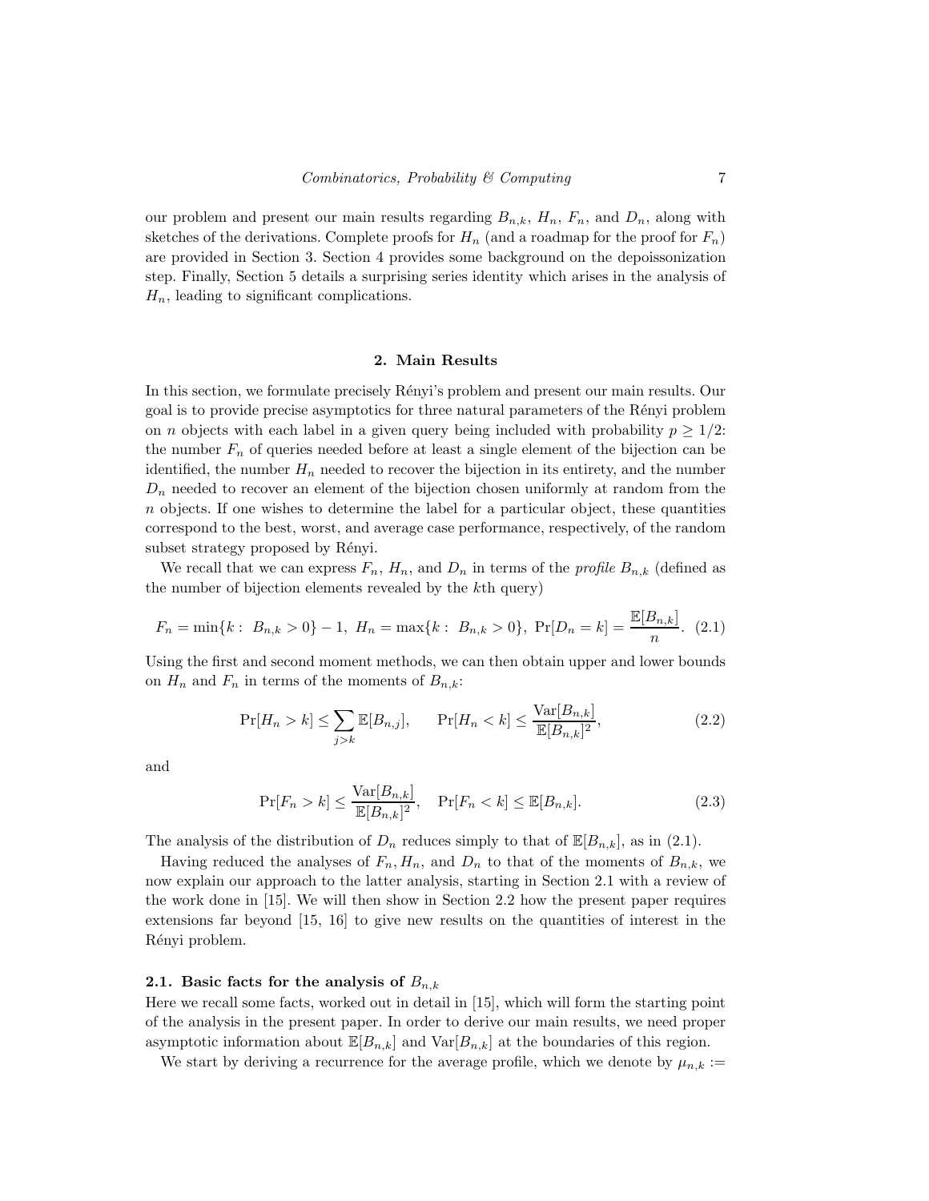our problem and present our main results regarding $B_{n,k}$, $H_n$, $F_n$, and $D_n$, along with sketches of the derivations. Complete proofs for $H_n$ (and a roadmap for the proof for $F_n$) are provided in Section 3. Section 4 provides some background on the depoissonization step. Finally, Section 5 details a surprising series identity which arises in the analysis of $H_n$, leading to significant complications.

## 2. Main Results

In this section, we formulate precisely Rényi's problem and present our main results. Our goal is to provide precise asymptotics for three natural parameters of the Rényi problem on $n$ objects with each label in a given query being included with probability $p \geq 1/2$: the number $F_n$ of queries needed before at least a single element of the bijection can be identified, the number $H_n$ needed to recover the bijection in its entirety, and the number $D_n$ needed to recover an element of the bijection chosen uniformly at random from the $n$ objects. If one wishes to determine the label for a particular object, these quantities correspond to the best, worst, and average case performance, respectively, of the random subset strategy proposed by Rényi.

We recall that we can express $F_n$, $H_n$, and $D_n$ in terms of the *profile* $B_{n,k}$ (defined as the number of bijection elements revealed by the $k$th query)

$$F_n = \min\{k : \ B_{n,k} > 0\} - 1, \ H_n = \max\{k : \ B_{n,k} > 0\}, \ \Pr[D_n = k] = \frac{\mathbb{E}[B_{n,k}]}{n}. \quad (2.1)$$

Using the first and second moment methods, we can then obtain upper and lower bounds on $H_n$ and $F_n$ in terms of the moments of $B_{n,k}$:

$$\Pr[H_n > k] \leq \sum_{j>k} \mathbb{E}[B_{n,j}], \qquad \Pr[H_n < k] \leq \frac{\mathrm{Var}[B_{n,k}]}{\mathbb{E}[B_{n,k}]^2}, \quad (2.2)$$

and

$$\Pr[F_n > k] \leq \frac{\mathrm{Var}[B_{n,k}]}{\mathbb{E}[B_{n,k}]^2}, \quad \Pr[F_n < k] \leq \mathbb{E}[B_{n,k}]. \quad (2.3)$$

The analysis of the distribution of $D_n$ reduces simply to that of $\mathbb{E}[B_{n,k}]$, as in (2.1).

Having reduced the analyses of $F_n, H_n$, and $D_n$ to that of the moments of $B_{n,k}$, we now explain our approach to the latter analysis, starting in Section 2.1 with a review of the work done in [15]. We will then show in Section 2.2 how the present paper requires extensions far beyond [15, 16] to give new results on the quantities of interest in the Rényi problem.

### 2.1. Basic facts for the analysis of $B_{n,k}$

Here we recall some facts, worked out in detail in [15], which will form the starting point of the analysis in the present paper. In order to derive our main results, we need proper asymptotic information about $\mathbb{E}[B_{n,k}]$ and $\mathrm{Var}[B_{n,k}]$ at the boundaries of this region.

We start by deriving a recurrence for the average profile, which we denote by $\mu_{n,k} :=$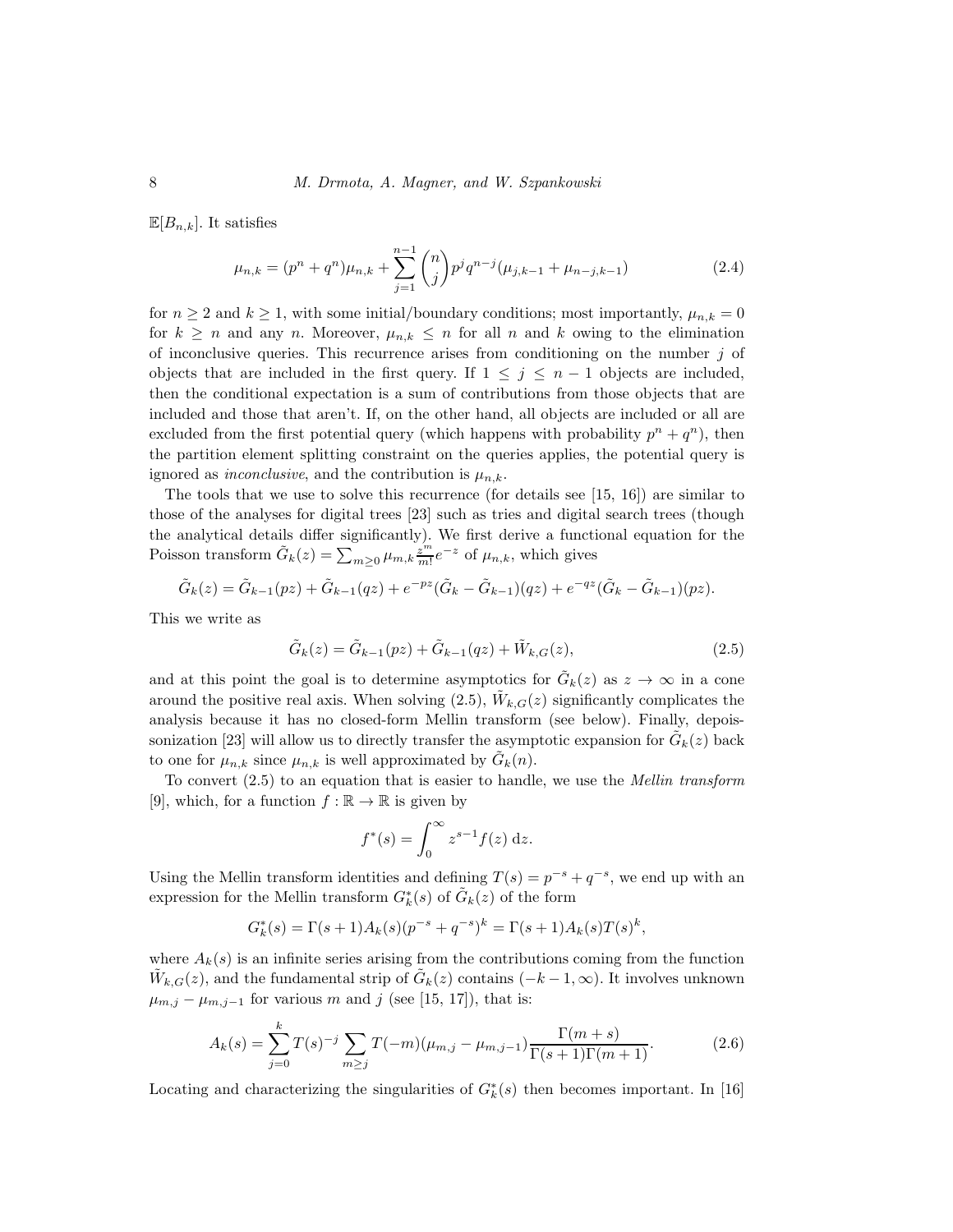$\mathbb{E}[B_{n,k}]$. It satisfies

$$\mu_{n,k} = (p^n + q^n)\mu_{n,k} + \sum_{j=1}^{n-1} \binom{n}{j} p^j q^{n-j} (\mu_{j,k-1} + \mu_{n-j,k-1}) \tag{2.4}$$

for $n \geq 2$ and $k \geq 1$, with some initial/boundary conditions; most importantly, $\mu_{n,k} = 0$ for $k \geq n$ and any $n$. Moreover, $\mu_{n,k} \leq n$ for all $n$ and $k$ owing to the elimination of inconclusive queries. This recurrence arises from conditioning on the number $j$ of objects that are included in the first query. If $1 \leq j \leq n-1$ objects are included, then the conditional expectation is a sum of contributions from those objects that are included and those that aren't. If, on the other hand, all objects are included or all are excluded from the first potential query (which happens with probability $p^n + q^n$), then the partition element splitting constraint on the queries applies, the potential query is ignored as *inconclusive*, and the contribution is $\mu_{n,k}$.

The tools that we use to solve this recurrence (for details see [15, 16]) are similar to those of the analyses for digital trees [23] such as tries and digital search trees (though the analytical details differ significantly). We first derive a functional equation for the Poisson transform $\tilde{G}_k(z) = \sum_{m \geq 0} \mu_{m,k} \frac{z^m}{m!} e^{-z}$ of $\mu_{n,k}$, which gives

$$\tilde{G}_k(z) = \tilde{G}_{k-1}(pz) + \tilde{G}_{k-1}(qz) + e^{-pz}(\tilde{G}_k - \tilde{G}_{k-1})(qz) + e^{-qz}(\tilde{G}_k - \tilde{G}_{k-1})(pz).$$

This we write as

$$\tilde{G}_k(z) = \tilde{G}_{k-1}(pz) + \tilde{G}_{k-1}(qz) + \tilde{W}_{k,G}(z), \tag{2.5}$$

and at this point the goal is to determine asymptotics for $\tilde{G}_k(z)$ as $z \to \infty$ in a cone around the positive real axis. When solving (2.5), $\tilde{W}_{k,G}(z)$ significantly complicates the analysis because it has no closed-form Mellin transform (see below). Finally, depoissonization [23] will allow us to directly transfer the asymptotic expansion for $\tilde{G}_k(z)$ back to one for $\mu_{n,k}$ since $\mu_{n,k}$ is well approximated by $\tilde{G}_k(n)$.

To convert (2.5) to an equation that is easier to handle, we use the *Mellin transform* [9], which, for a function $f : \mathbb{R} \to \mathbb{R}$ is given by

$$f^*(s) = \int_0^\infty z^{s-1} f(z) \, \mathrm{d}z.$$

Using the Mellin transform identities and defining $T(s) = p^{-s} + q^{-s}$, we end up with an expression for the Mellin transform $G_k^*(s)$ of $\tilde{G}_k(z)$ of the form

$$G_k^*(s) = \Gamma(s+1)A_k(s)(p^{-s} + q^{-s})^k = \Gamma(s+1)A_k(s)T(s)^k,$$

where $A_k(s)$ is an infinite series arising from the contributions coming from the function $\tilde{W}_{k,G}(z)$, and the fundamental strip of $\tilde{G}_k(z)$ contains $(-k-1, \infty)$. It involves unknown $\mu_{m,j} - \mu_{m,j-1}$ for various $m$ and $j$ (see [15, 17]), that is:

$$A_k(s) = \sum_{j=0}^{k} T(s)^{-j} \sum_{m \geq j} T(-m)(\mu_{m,j} - \mu_{m,j-1}) \frac{\Gamma(m+s)}{\Gamma(s+1)\Gamma(m+1)}. \tag{2.6}$$

Locating and characterizing the singularities of $G_k^*(s)$ then becomes important. In [16]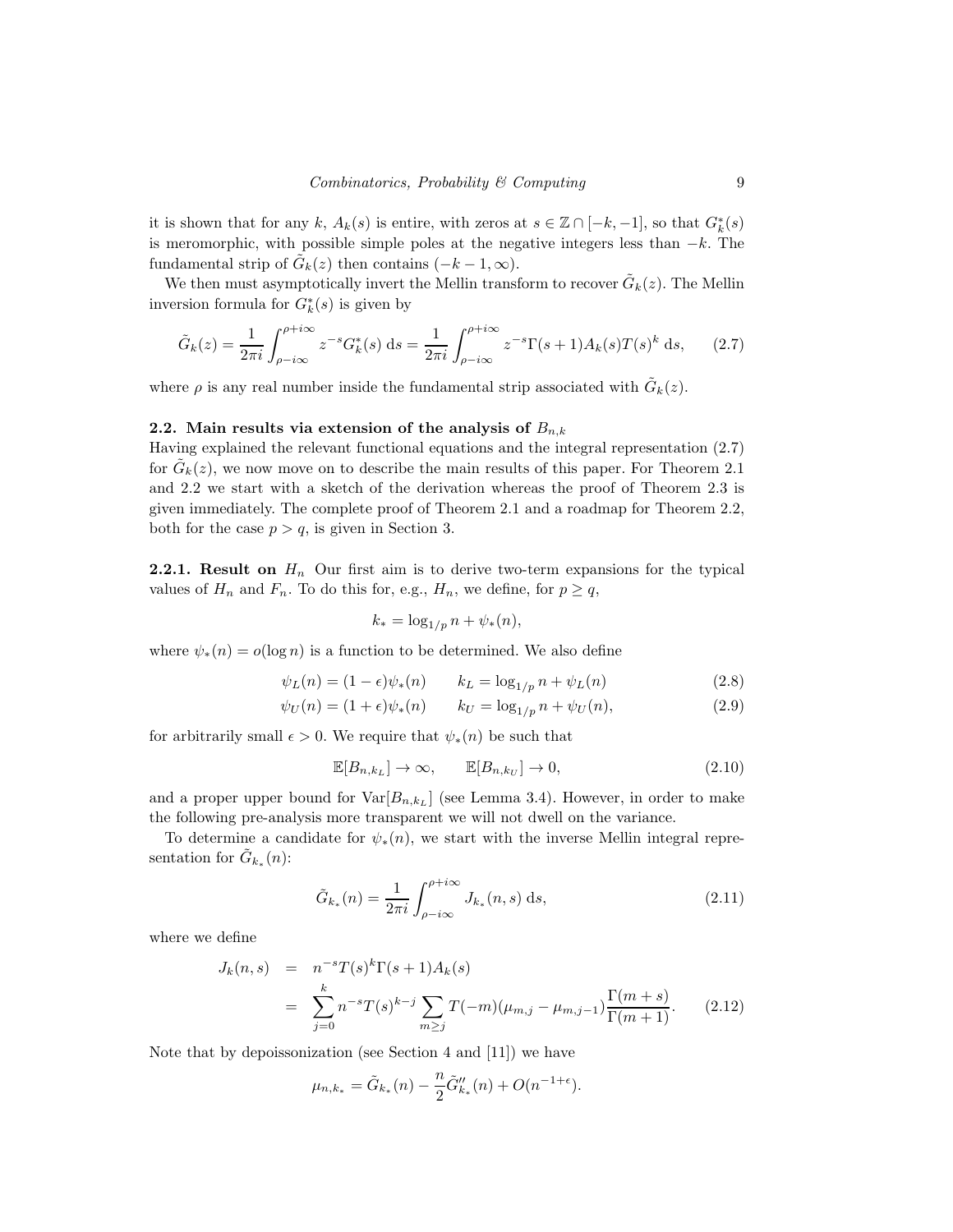it is shown that for any $k$, $A_k(s)$ is entire, with zeros at $s \in \mathbb{Z} \cap [-k, -1]$, so that $G_k^*(s)$ is meromorphic, with possible simple poles at the negative integers less than $-k$. The fundamental strip of $\tilde{G}_k(z)$ then contains $(-k-1, \infty)$.

We then must asymptotically invert the Mellin transform to recover $\tilde{G}_k(z)$. The Mellin inversion formula for $G_k^*(s)$ is given by

$$\tilde{G}_k(z) = \frac{1}{2\pi i} \int_{\rho - i\infty}^{\rho + i\infty} z^{-s} G_k^*(s) \, \mathrm{d}s = \frac{1}{2\pi i} \int_{\rho - i\infty}^{\rho + i\infty} z^{-s} \Gamma(s+1) A_k(s) T(s)^k \, \mathrm{d}s, \qquad (2.7)$$

where $\rho$ is any real number inside the fundamental strip associated with $\tilde{G}_k(z)$.

### 2.2. Main results via extension of the analysis of $B_{n,k}$

Having explained the relevant functional equations and the integral representation (2.7) for $\tilde{G}_k(z)$, we now move on to describe the main results of this paper. For Theorem 2.1 and 2.2 we start with a sketch of the derivation whereas the proof of Theorem 2.3 is given immediately. The complete proof of Theorem 2.1 and a roadmap for Theorem 2.2, both for the case $p > q$, is given in Section 3.

**2.2.1. Result on $H_n$** Our first aim is to derive two-term expansions for the typical values of $H_n$ and $F_n$. To do this for, e.g., $H_n$, we define, for $p \geq q$,

$$k_* = \log_{1/p} n + \psi_*(n),$$

where $\psi_*(n) = o(\log n)$ is a function to be determined. We also define

$$\psi_L(n) = (1-\epsilon)\psi_*(n) \qquad k_L = \log_{1/p} n + \psi_L(n) \qquad (2.8)$$

$$\psi_U(n) = (1+\epsilon)\psi_*(n) \qquad k_U = \log_{1/p} n + \psi_U(n), \qquad (2.9)$$

for arbitrarily small $\epsilon > 0$. We require that $\psi_*(n)$ be such that

$$\mathbb{E}[B_{n,k_L}] \to \infty, \qquad \mathbb{E}[B_{n,k_U}] \to 0, \qquad (2.10)$$

and a proper upper bound for $\mathrm{Var}[B_{n,k_L}]$ (see Lemma 3.4). However, in order to make the following pre-analysis more transparent we will not dwell on the variance.

To determine a candidate for $\psi_*(n)$, we start with the inverse Mellin integral representation for $\tilde{G}_{k_*}(n)$:

$$\tilde{G}_{k_*}(n) = \frac{1}{2\pi i} \int_{\rho - i\infty}^{\rho + i\infty} J_{k_*}(n, s) \, \mathrm{d}s, \qquad (2.11)$$

where we define

$$\begin{aligned} J_k(n,s) &= n^{-s} T(s)^k \Gamma(s+1) A_k(s) \\ &= \sum_{j=0}^{k} n^{-s} T(s)^{k-j} \sum_{m \geq j} T(-m)(\mu_{m,j} - \mu_{m,j-1}) \frac{\Gamma(m+s)}{\Gamma(m+1)}. \end{aligned} \qquad (2.12)$$

Note that by depoissonization (see Section 4 and [11]) we have

$$\mu_{n,k_*} = \tilde{G}_{k_*}(n) - \frac{n}{2} \tilde{G}''_{k_*}(n) + O(n^{-1+\epsilon}).$$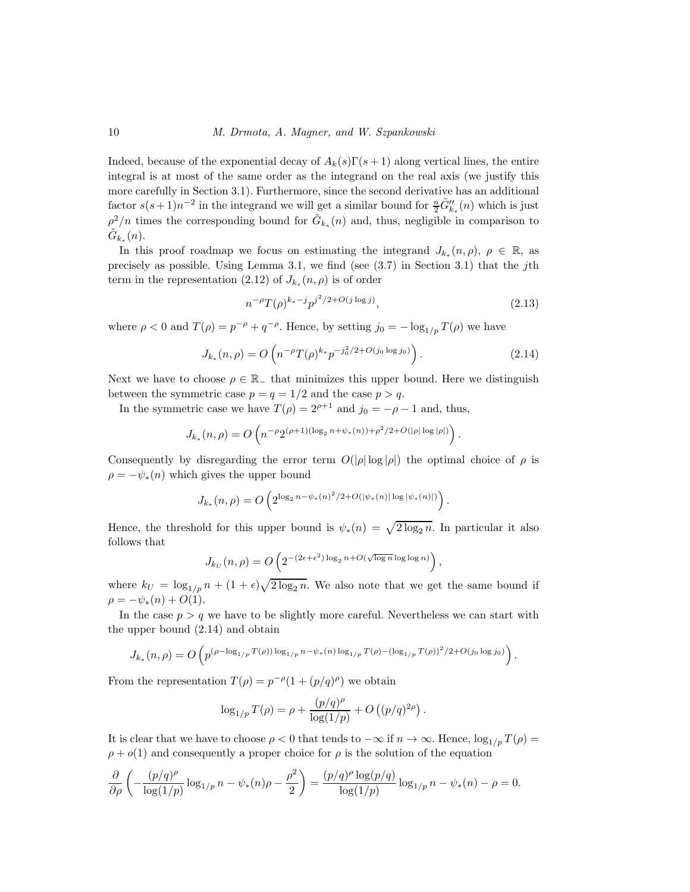Indeed, because of the exponential decay of $A_k(s)\Gamma(s+1)$ along vertical lines, the entire integral is at most of the same order as the integrand on the real axis (we justify this more carefully in Section 3.1). Furthermore, since the second derivative has an additional factor $s(s+1)n^{-2}$ in the integrand we will get a similar bound for $\frac{n}{2}\tilde{G}''_{k_*}(n)$ which is just $\rho^2/n$ times the corresponding bound for $\tilde{G}_{k_*}(n)$ and, thus, negligible in comparison to $\tilde{G}_{k_*}(n)$.

In this proof roadmap we focus on estimating the integrand $J_{k_*}(n,\rho)$, $\rho \in \mathbb{R}$, as precisely as possible. Using Lemma 3.1, we find (see (3.7) in Section 3.1) that the $j$th term in the representation (2.12) of $J_{k_*}(n,\rho)$ is of order

$$n^{-\rho}T(\rho)^{k_*-j}p^{j^2/2+O(j\log j)}, \tag{2.13}$$

where $\rho < 0$ and $T(\rho) = p^{-\rho} + q^{-\rho}$. Hence, by setting $j_0 = -\log_{1/p} T(\rho)$ we have

$$J_{k_*}(n,\rho) = O\left(n^{-\rho}T(\rho)^{k_*}p^{-j_0^2/2+O(j_0\log j_0)}\right). \tag{2.14}$$

Next we have to choose $\rho \in \mathbb{R}_-$ that minimizes this upper bound. Here we distinguish between the symmetric case $p = q = 1/2$ and the case $p > q$.

In the symmetric case we have $T(\rho) = 2^{\rho+1}$ and $j_0 = -\rho - 1$ and, thus,

$$J_{k_*}(n,\rho) = O\left(n^{-\rho}2^{(\rho+1)(\log_2 n + \psi_*(n)) + \rho^2/2 + O(|\rho|\log|\rho|)}\right).$$

Consequently by disregarding the error term $O(|\rho|\log|\rho|)$ the optimal choice of $\rho$ is $\rho = -\psi_*(n)$ which gives the upper bound

$$J_{k_*}(n,\rho) = O\left(2^{\log_2 n - \psi_*(n)^2/2 + O(|\psi_*(n)|\log|\psi_*(n)|)}\right).$$

Hence, the threshold for this upper bound is $\psi_*(n) = \sqrt{2\log_2 n}$. In particular it also follows that

$$J_{k_U}(n,\rho) = O\left(2^{-(2\epsilon+\epsilon^2)\log_2 n + O(\sqrt{\log n}\log\log n)}\right),$$

where $k_U = \log_{1/p} n + (1+\epsilon)\sqrt{2\log_2 n}$. We also note that we get the same bound if $\rho = -\psi_*(n) + O(1)$.

In the case $p > q$ we have to be slightly more careful. Nevertheless we can start with the upper bound (2.14) and obtain

$$J_{k_*}(n,\rho) = O\left(p^{(\rho - \log_{1/p} T(\rho))\log_{1/p} n - \psi_*(n)\log_{1/p} T(\rho) - (\log_{1/p} T(\rho))^2/2 + O(j_0 \log j_0)}\right).$$

From the representation $T(\rho) = p^{-\rho}(1 + (p/q)^\rho)$ we obtain

$$\log_{1/p} T(\rho) = \rho + \frac{(p/q)^\rho}{\log(1/p)} + O\left((p/q)^{2\rho}\right).$$

It is clear that we have to choose $\rho < 0$ that tends to $-\infty$ if $n \to \infty$. Hence, $\log_{1/p} T(\rho) = \rho + o(1)$ and consequently a proper choice for $\rho$ is the solution of the equation

$$\frac{\partial}{\partial\rho}\left(-\frac{(p/q)^\rho}{\log(1/p)}\log_{1/p} n - \psi_*(n)\rho - \frac{\rho^2}{2}\right) = \frac{(p/q)^\rho \log(p/q)}{\log(1/p)}\log_{1/p} n - \psi_*(n) - \rho = 0.$$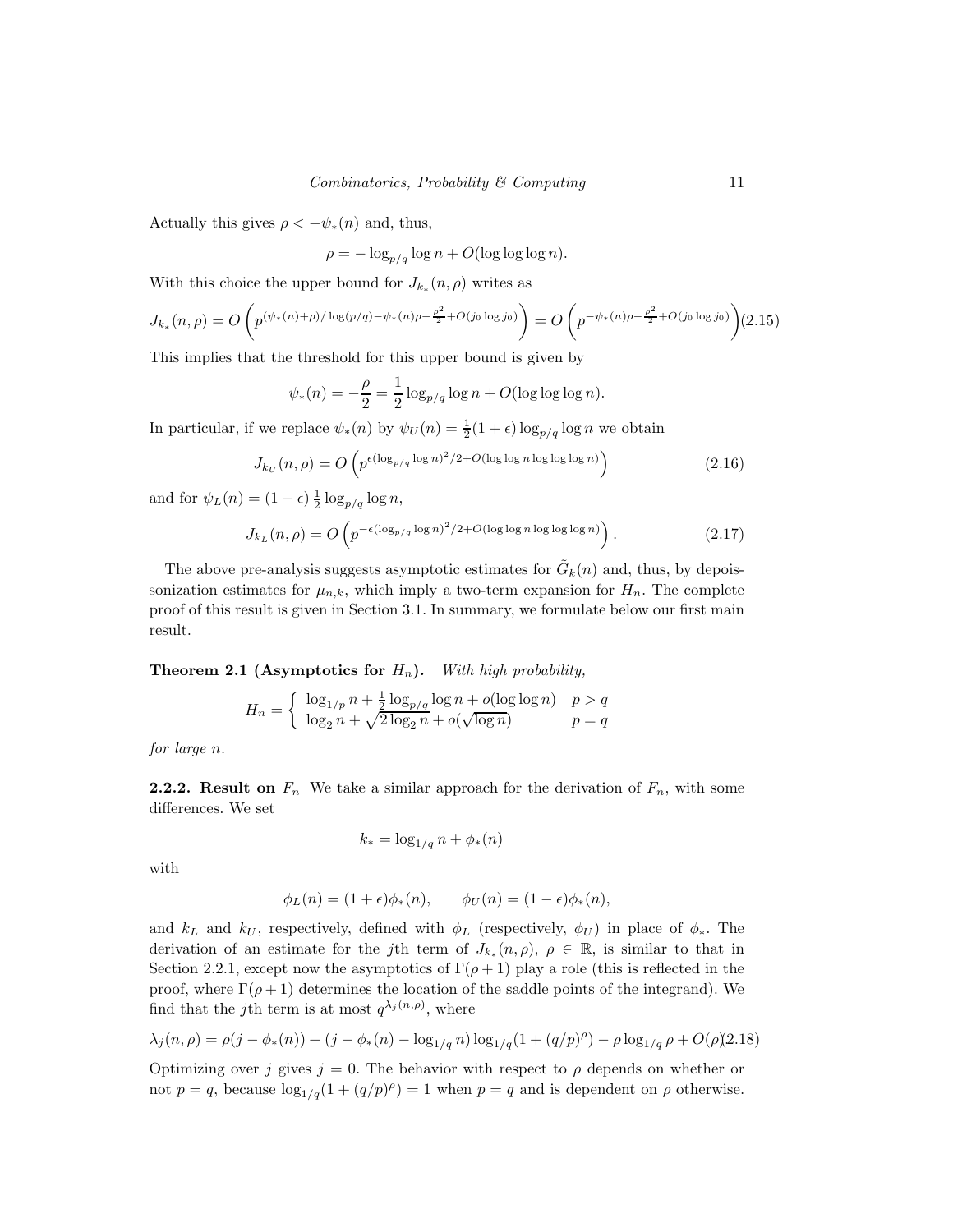Actually this gives $\rho < -\psi_*(n)$ and, thus,

$$\rho = -\log_{p/q} \log n + O(\log\log\log n).$$

With this choice the upper bound for $J_{k_*}(n,\rho)$ writes as

$$J_{k_*}(n,\rho) = O\left(p^{(\psi_*(n)+\rho)/\log(p/q) - \psi_*(n)\rho - \frac{\rho^2}{2} + O(j_0 \log j_0)}\right) = O\left(p^{-\psi_*(n)\rho - \frac{\rho^2}{2} + O(j_0 \log j_0)}\right) \quad (2.15)$$

This implies that the threshold for this upper bound is given by

$$\psi_*(n) = -\frac{\rho}{2} = \frac{1}{2}\log_{p/q}\log n + O(\log\log\log n).$$

In particular, if we replace $\psi_*(n)$ by $\psi_U(n) = \frac{1}{2}(1+\epsilon)\log_{p/q}\log n$ we obtain

$$J_{k_U}(n,\rho) = O\left(p^{\epsilon(\log_{p/q}\log n)^2/2 + O(\log\log n \log\log\log n)}\right) \quad (2.16)$$

and for $\psi_L(n) = (1-\epsilon)\frac{1}{2}\log_{p/q}\log n$,

$$J_{k_L}(n,\rho) = O\left(p^{-\epsilon(\log_{p/q}\log n)^2/2 + O(\log\log n \log\log\log n)}\right). \quad (2.17)$$

The above pre-analysis suggests asymptotic estimates for $\tilde{G}_k(n)$ and, thus, by depoissonization estimates for $\mu_{n,k}$, which imply a two-term expansion for $H_n$. The complete proof of this result is given in Section 3.1. In summary, we formulate below our first main result.

**Theorem 2.1 (Asymptotics for $H_n$).** *With high probability,*

$$H_n = \begin{cases} \log_{1/p} n + \frac{1}{2}\log_{p/q}\log n + o(\log\log n) & p > q \\ \log_2 n + \sqrt{2\log_2 n} + o(\sqrt{\log n}) & p = q \end{cases}$$

*for large $n$.*

**2.2.2. Result on $F_n$** We take a similar approach for the derivation of $F_n$, with some differences. We set

$$k_* = \log_{1/q} n + \phi_*(n)$$

with

$$\phi_L(n) = (1+\epsilon)\phi_*(n), \qquad \phi_U(n) = (1-\epsilon)\phi_*(n),$$

and $k_L$ and $k_U$, respectively, defined with $\phi_L$ (respectively, $\phi_U$) in place of $\phi_*$. The derivation of an estimate for the $j$th term of $J_{k_*}(n,\rho)$, $\rho \in \mathbb{R}$, is similar to that in Section 2.2.1, except now the asymptotics of $\Gamma(\rho+1)$ play a role (this is reflected in the proof, where $\Gamma(\rho+1)$ determines the location of the saddle points of the integrand). We find that the $j$th term is at most $q^{\lambda_j(n,\rho)}$, where

$$\lambda_j(n,\rho) = \rho(j - \phi_*(n)) + (j - \phi_*(n) - \log_{1/q} n)\log_{1/q}(1 + (q/p)^\rho) - \rho\log_{1/q}\rho + O(\rho) \quad (2.18)$$

Optimizing over $j$ gives $j = 0$. The behavior with respect to $\rho$ depends on whether or not $p = q$, because $\log_{1/q}(1 + (q/p)^\rho) = 1$ when $p = q$ and is dependent on $\rho$ otherwise.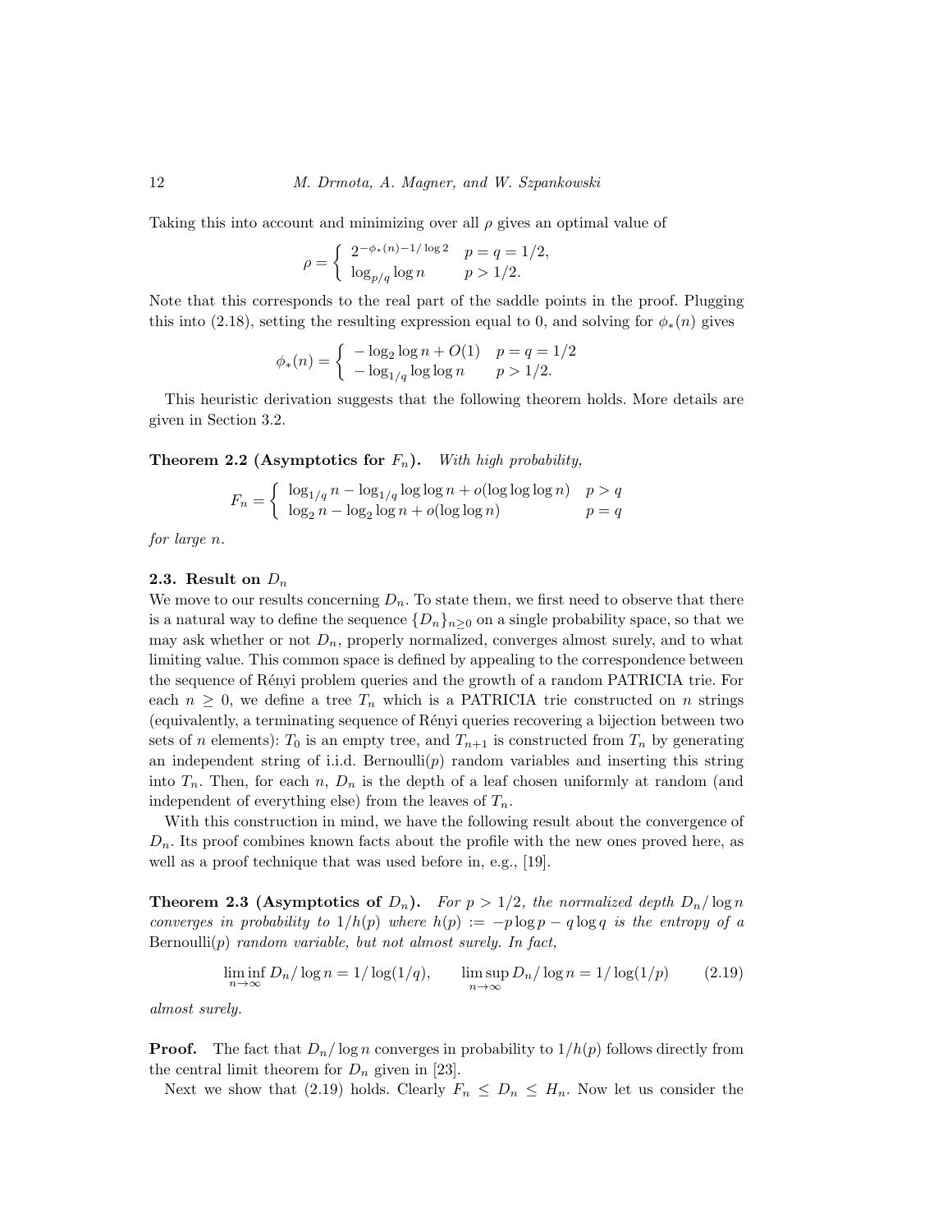Taking this into account and minimizing over all $\rho$ gives an optimal value of

$$\rho = \begin{cases} 2^{-\phi_*(n)-1/\log 2} & p = q = 1/2, \\ \log_{p/q} \log n & p > 1/2. \end{cases}$$

Note that this corresponds to the real part of the saddle points in the proof. Plugging this into (2.18), setting the resulting expression equal to 0, and solving for $\phi_*(n)$ gives

$$\phi_*(n) = \begin{cases} -\log_2 \log n + O(1) & p = q = 1/2 \\ -\log_{1/q} \log \log n & p > 1/2. \end{cases}$$

This heuristic derivation suggests that the following theorem holds. More details are given in Section 3.2.

**Theorem 2.2 (Asymptotics for $F_n$).** *With high probability,*

$$F_n = \begin{cases} \log_{1/q} n - \log_{1/q} \log \log n + o(\log \log \log n) & p > q \\ \log_2 n - \log_2 \log n + o(\log \log n) & p = q \end{cases}$$

*for large n.*

### 2.3. Result on $D_n$

We move to our results concerning $D_n$. To state them, we first need to observe that there is a natural way to define the sequence $\{D_n\}_{n \geq 0}$ on a single probability space, so that we may ask whether or not $D_n$, properly normalized, converges almost surely, and to what limiting value. This common space is defined by appealing to the correspondence between the sequence of Rényi problem queries and the growth of a random PATRICIA trie. For each $n \geq 0$, we define a tree $T_n$ which is a PATRICIA trie constructed on $n$ strings (equivalently, a terminating sequence of Rényi queries recovering a bijection between two sets of $n$ elements): $T_0$ is an empty tree, and $T_{n+1}$ is constructed from $T_n$ by generating an independent string of i.i.d. Bernoulli($p$) random variables and inserting this string into $T_n$. Then, for each $n$, $D_n$ is the depth of a leaf chosen uniformly at random (and independent of everything else) from the leaves of $T_n$.

With this construction in mind, we have the following result about the convergence of $D_n$. Its proof combines known facts about the profile with the new ones proved here, as well as a proof technique that was used before in, e.g., [19].

**Theorem 2.3 (Asymptotics of $D_n$).** *For $p > 1/2$, the normalized depth $D_n/\log n$ converges in probability to $1/h(p)$ where $h(p) := -p \log p - q \log q$ is the entropy of a* Bernoulli($p$) *random variable, but not almost surely. In fact,*

$$\liminf_{n \to \infty} D_n/\log n = 1/\log(1/q), \qquad \limsup_{n \to \infty} D_n/\log n = 1/\log(1/p) \tag{2.19}$$

*almost surely.*

**Proof.** The fact that $D_n/\log n$ converges in probability to $1/h(p)$ follows directly from the central limit theorem for $D_n$ given in [23].

Next we show that (2.19) holds. Clearly $F_n \leq D_n \leq H_n$. Now let us consider the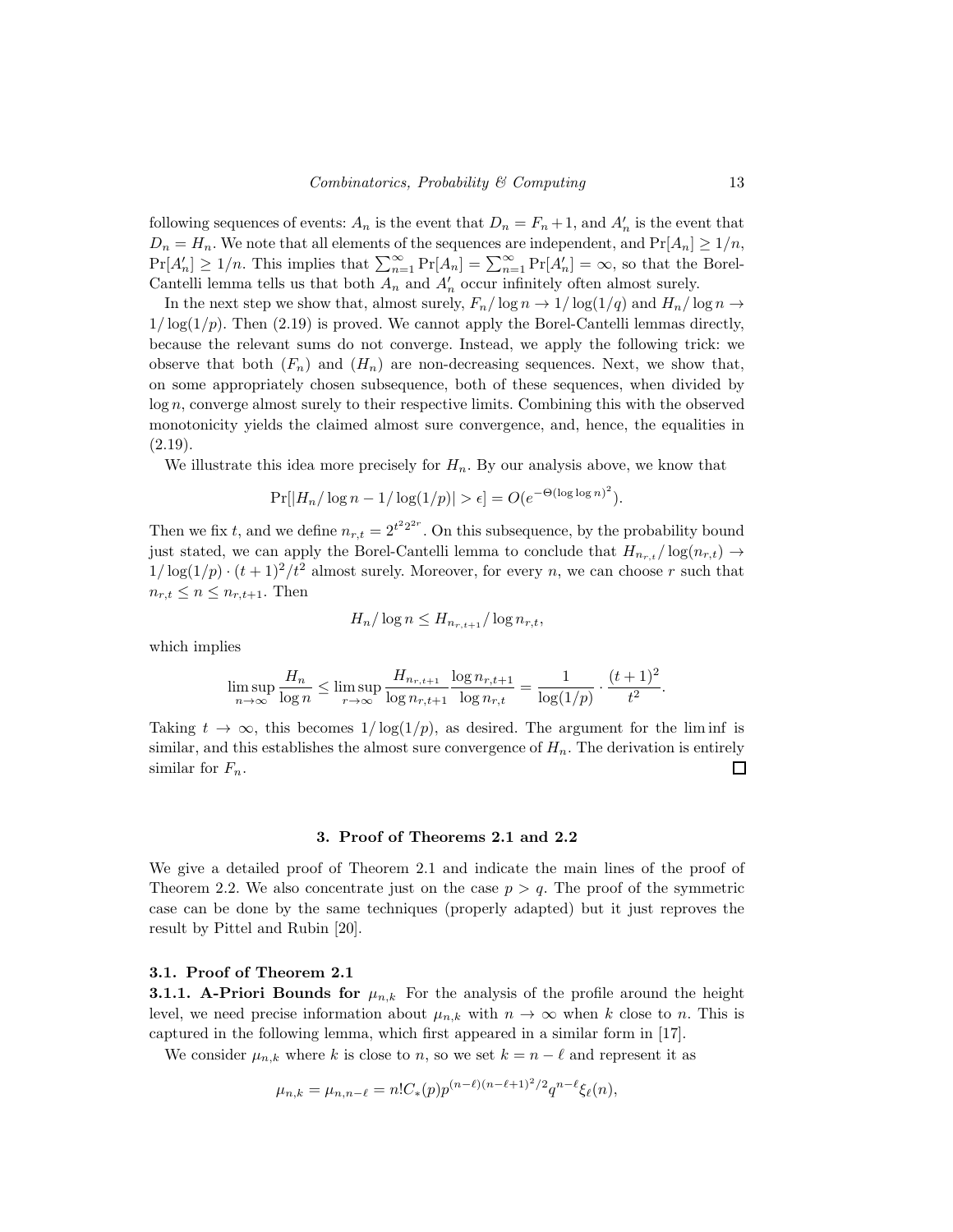following sequences of events: $A_n$ is the event that $D_n = F_n + 1$, and $A'_n$ is the event that $D_n = H_n$. We note that all elements of the sequences are independent, and $\Pr[A_n] \geq 1/n$, $\Pr[A'_n] \geq 1/n$. This implies that $\sum_{n=1}^{\infty} \Pr[A_n] = \sum_{n=1}^{\infty} \Pr[A'_n] = \infty$, so that the Borel-Cantelli lemma tells us that both $A_n$ and $A'_n$ occur infinitely often almost surely.

In the next step we show that, almost surely, $F_n/\log n \to 1/\log(1/q)$ and $H_n/\log n \to 1/\log(1/p)$. Then (2.19) is proved. We cannot apply the Borel-Cantelli lemmas directly, because the relevant sums do not converge. Instead, we apply the following trick: we observe that both $(F_n)$ and $(H_n)$ are non-decreasing sequences. Next, we show that, on some appropriately chosen subsequence, both of these sequences, when divided by $\log n$, converge almost surely to their respective limits. Combining this with the observed monotonicity yields the claimed almost sure convergence, and, hence, the equalities in (2.19).

We illustrate this idea more precisely for $H_n$. By our analysis above, we know that

$$\Pr[|H_n/\log n - 1/\log(1/p)| > \epsilon] = O(e^{-\Theta(\log \log n)^2}).$$

Then we fix $t$, and we define $n_{r,t} = 2^{t^2 2^{2r}}$. On this subsequence, by the probability bound just stated, we can apply the Borel-Cantelli lemma to conclude that $H_{n_{r,t}}/\log(n_{r,t}) \to 1/\log(1/p) \cdot (t+1)^2/t^2$ almost surely. Moreover, for every $n$, we can choose $r$ such that $n_{r,t} \leq n \leq n_{r,t+1}$. Then

$$H_n/\log n \leq H_{n_{r,t+1}}/\log n_{r,t},$$

which implies

$$\limsup_{n\to\infty} \frac{H_n}{\log n} \leq \limsup_{r\to\infty} \frac{H_{n_{r,t+1}}}{\log n_{r,t+1}} \frac{\log n_{r,t+1}}{\log n_{r,t}} = \frac{1}{\log(1/p)} \cdot \frac{(t+1)^2}{t^2}.$$

Taking $t \to \infty$, this becomes $1/\log(1/p)$, as desired. The argument for the lim inf is similar, and this establishes the almost sure convergence of $H_n$. The derivation is entirely similar for $F_n$. □

## 3. Proof of Theorems 2.1 and 2.2

We give a detailed proof of Theorem 2.1 and indicate the main lines of the proof of Theorem 2.2. We also concentrate just on the case $p > q$. The proof of the symmetric case can be done by the same techniques (properly adapted) but it just reproves the result by Pittel and Rubin [20].

### 3.1. Proof of Theorem 2.1

**3.1.1. A-Priori Bounds for $\mu_{n,k}$** For the analysis of the profile around the height level, we need precise information about $\mu_{n,k}$ with $n \to \infty$ when $k$ close to $n$. This is captured in the following lemma, which first appeared in a similar form in [17].

We consider $\mu_{n,k}$ where $k$ is close to $n$, so we set $k = n - \ell$ and represent it as

$$\mu_{n,k} = \mu_{n,n-\ell} = n! C_*(p) p^{(n-\ell)(n-\ell+1)^2/2} q^{n-\ell} \xi_\ell(n),$$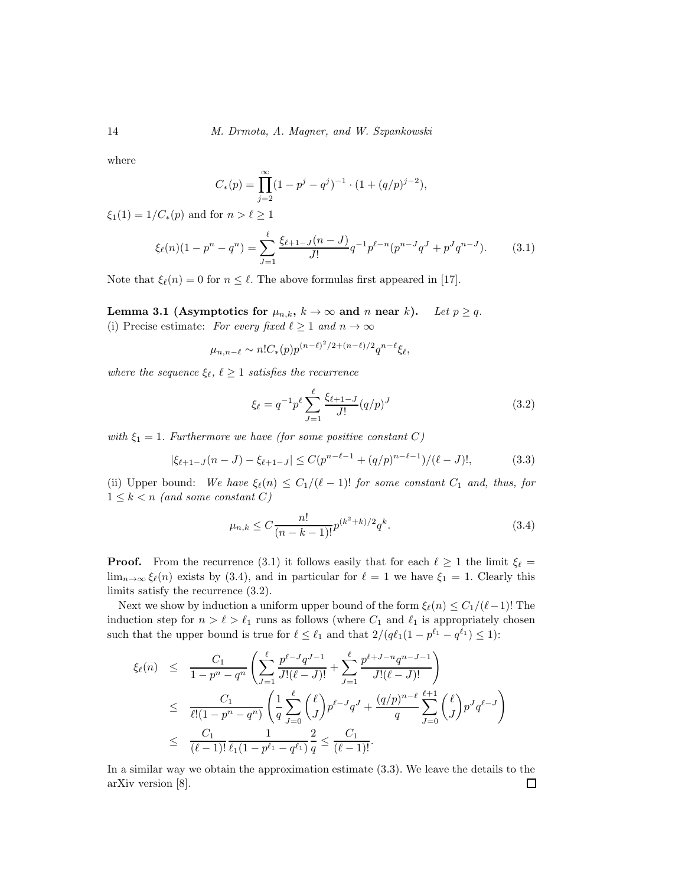where

$$C_*(p) = \prod_{j=2}^{\infty}(1-p^j-q^j)^{-1} \cdot (1+(q/p)^{j-2}),$$

$\xi_1(1) = 1/C_*(p)$ and for $n > \ell \geq 1$

$$\xi_\ell(n)(1-p^n-q^n) = \sum_{J=1}^{\ell} \frac{\xi_{\ell+1-J}(n-J)}{J!} q^{-1}p^{\ell-n}(p^{n-J}q^J + p^J q^{n-J}). \tag{3.1}$$

Note that $\xi_\ell(n) = 0$ for $n \leq \ell$. The above formulas first appeared in [17].

**Lemma 3.1 (Asymptotics for $\mu_{n,k}$, $k \to \infty$ and $n$ near $k$).** *Let $p \geq q$.*
(i) Precise estimate: *For every fixed $\ell \geq 1$ and $n \to \infty$*

$$\mu_{n,n-\ell} \sim n! C_*(p) p^{(n-\ell)^2/2+(n-\ell)/2} q^{n-\ell} \xi_\ell,$$

*where the sequence $\xi_\ell$, $\ell \geq 1$ satisfies the recurrence*

$$\xi_\ell = q^{-1}p^\ell \sum_{J=1}^{\ell} \frac{\xi_{\ell+1-J}}{J!}(q/p)^J \tag{3.2}$$

*with $\xi_1 = 1$. Furthermore we have (for some positive constant $C$)*

$$|\xi_{\ell+1-J}(n-J) - \xi_{\ell+1-J}| \leq C(p^{n-\ell-1} + (q/p)^{n-\ell-1})/(\ell-J)!, \tag{3.3}$$

(ii) Upper bound: *We have $\xi_\ell(n) \leq C_1/(\ell-1)!$ for some constant $C_1$ and, thus, for $1 \leq k < n$ (and some constant $C$)*

$$\mu_{n,k} \leq C \frac{n!}{(n-k-1)!} p^{(k^2+k)/2} q^k. \tag{3.4}$$

**Proof.** From the recurrence (3.1) it follows easily that for each $\ell \geq 1$ the limit $\xi_\ell = \lim_{n\to\infty} \xi_\ell(n)$ exists by (3.4), and in particular for $\ell = 1$ we have $\xi_1 = 1$. Clearly this limits satisfy the recurrence (3.2).

Next we show by induction a uniform upper bound of the form $\xi_\ell(n) \leq C_1/(\ell-1)!$ The induction step for $n > \ell > \ell_1$ runs as follows (where $C_1$ and $\ell_1$ is appropriately chosen such that the upper bound is true for $\ell \leq \ell_1$ and that $2/(q\ell_1(1-p^{\ell_1}-q^{\ell_1}) \leq 1$):

$$\begin{aligned}
\xi_\ell(n) &\leq \frac{C_1}{1-p^n-q^n}\left(\sum_{J=1}^{\ell} \frac{p^{\ell-J}q^{J-1}}{J!(\ell-J)!} + \sum_{J=1}^{\ell} \frac{p^{\ell+J-n}q^{n-J-1}}{J!(\ell-J)!}\right) \\
&\leq \frac{C_1}{\ell!(1-p^n-q^n)}\left(\frac{1}{q}\sum_{J=0}^{\ell}\binom{\ell}{J}p^{\ell-J}q^J + \frac{(q/p)^{n-\ell}}{q}\sum_{J=0}^{\ell+1}\binom{\ell}{J}p^J q^{\ell-J}\right) \\
&\leq \frac{C_1}{(\ell-1)!}\frac{1}{\ell_1(1-p^{\ell_1}-q^{\ell_1})}\frac{2}{q} \leq \frac{C_1}{(\ell-1)!}.
\end{aligned}$$

In a similar way we obtain the approximation estimate (3.3). We leave the details to the arXiv version [8]. $\square$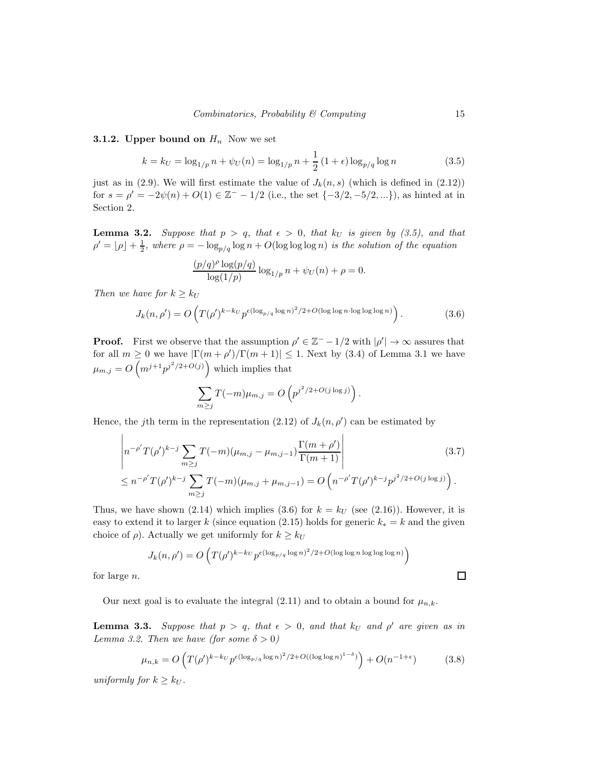### 3.1.2. Upper bound on $H_n$

Now we set

$$k = k_U = \log_{1/p} n + \psi_U(n) = \log_{1/p} n + \frac{1}{2}(1+\epsilon)\log_{p/q}\log n \tag{3.5}$$

just as in (2.9). We will first estimate the value of $J_k(n,s)$ (which is defined in (2.12)) for $s = \rho' = -2\psi(n) + O(1) \in \mathbb{Z}^- - 1/2$ (i.e., the set $\{-3/2, -5/2, ...\}$), as hinted at in Section 2.

**Lemma 3.2.** *Suppose that $p > q$, that $\epsilon > 0$, that $k_U$ is given by (3.5), and that $\rho' = \lfloor \rho \rfloor + \frac{1}{2}$, where $\rho = -\log_{p/q}\log n + O(\log\log\log n)$ is the solution of the equation*

$$\frac{(p/q)^{\rho}\log(p/q)}{\log(1/p)}\log_{1/p} n + \psi_U(n) + \rho = 0.$$

*Then we have for $k \geq k_U$*

$$J_k(n,\rho') = O\left(T(\rho')^{k-k_U} p^{\epsilon(\log_{p/q}\log n)^2/2 + O(\log\log n \cdot \log\log\log n)}\right). \tag{3.6}$$

**Proof.** First we observe that the assumption $\rho' \in \mathbb{Z}^- - 1/2$ with $|\rho'| \to \infty$ assures that for all $m \geq 0$ we have $|\Gamma(m+\rho')/\Gamma(m+1)| \leq 1$. Next by (3.4) of Lemma 3.1 we have $\mu_{m,j} = O\left(m^{j+1}p^{j^2/2+O(j)}\right)$ which implies that

$$\sum_{m \geq j} T(-m)\mu_{m,j} = O\left(p^{j^2/2+O(j\log j)}\right).$$

Hence, the $j$th term in the representation (2.12) of $J_k(n,\rho')$ can be estimated by

$$\begin{aligned}
&\left| n^{-\rho'}T(\rho')^{k-j}\sum_{m\geq j} T(-m)(\mu_{m,j}-\mu_{m,j-1})\frac{\Gamma(m+\rho')}{\Gamma(m+1)}\right| \\
&\leq n^{-\rho'}T(\rho')^{k-j}\sum_{m\geq j} T(-m)(\mu_{m,j}+\mu_{m,j-1}) = O\left(n^{-\rho'}T(\rho')^{k-j}p^{j^2/2+O(j\log j)}\right).
\end{aligned} \tag{3.7}$$

Thus, we have shown (2.14) which implies (3.6) for $k = k_U$ (see (2.16)). However, it is easy to extend it to larger $k$ (since equation (2.15) holds for generic $k_* = k$ and the given choice of $\rho$). Actually we get uniformly for $k \geq k_U$

$$J_k(n,\rho') = O\left(T(\rho')^{k-k_U} p^{\epsilon(\log_{p/q}\log n)^2/2 + O(\log\log n \log\log\log n)}\right)$$

for large $n$. $\square$

Our next goal is to evaluate the integral (2.11) and to obtain a bound for $\mu_{n,k}$.

**Lemma 3.3.** *Suppose that $p > q$, that $\epsilon > 0$, and that $k_U$ and $\rho'$ are given as in Lemma 3.2. Then we have (for some $\delta > 0$)*

$$\mu_{n,k} = O\left(T(\rho')^{k-k_U} p^{\epsilon(\log_{p/q}\log n)^2/2 + O((\log\log n)^{1-\delta})}\right) + O(n^{-1+\epsilon}) \tag{3.8}$$

*uniformly for $k \geq k_U$.*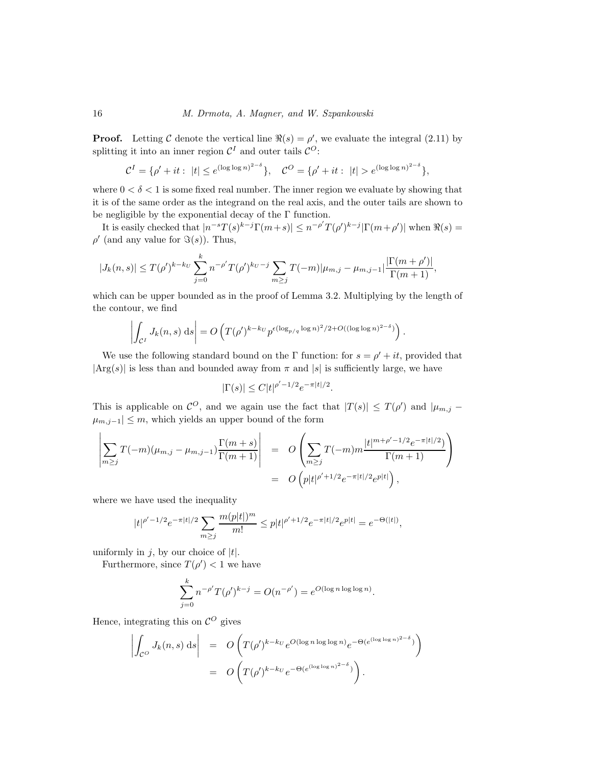**Proof.** Letting $\mathcal{C}$ denote the vertical line $\Re(s) = \rho'$, we evaluate the integral (2.11) by splitting it into an inner region $\mathcal{C}^I$ and outer tails $\mathcal{C}^O$:

$$\mathcal{C}^I = \{\rho' + it : \ |t| \leq e^{(\log\log n)^{2-\delta}}\}, \quad \mathcal{C}^O = \{\rho' + it : \ |t| > e^{(\log\log n)^{2-\delta}}\},$$

where $0 < \delta < 1$ is some fixed real number. The inner region we evaluate by showing that it is of the same order as the integrand on the real axis, and the outer tails are shown to be negligible by the exponential decay of the $\Gamma$ function.

It is easily checked that $|n^{-s}T(s)^{k-j}\Gamma(m+s)| \leq n^{-\rho'}T(\rho')^{k-j}|\Gamma(m+\rho')|$ when $\Re(s) = \rho'$ (and any value for $\Im(s)$). Thus,

$$|J_k(n,s)| \leq T(\rho')^{k-k_U} \sum_{j=0}^{k} n^{-\rho'} T(\rho')^{k_U - j} \sum_{m \geq j} T(-m)|\mu_{m,j} - \mu_{m,j-1}| \frac{|\Gamma(m+\rho')|}{\Gamma(m+1)},$$

which can be upper bounded as in the proof of Lemma 3.2. Multiplying by the length of the contour, we find

$$\left| \int_{\mathcal{C}^I} J_k(n,s) \, \mathrm{d}s \right| = O\left( T(\rho')^{k-k_U} p^{\epsilon(\log_{p/q}\log n)^2/2 + O((\log\log n)^{2-\delta})} \right).$$

We use the following standard bound on the $\Gamma$ function: for $s = \rho' + it$, provided that $|\mathrm{Arg}(s)|$ is less than and bounded away from $\pi$ and $|s|$ is sufficiently large, we have

$$|\Gamma(s)| \leq C|t|^{\rho' - 1/2} e^{-\pi|t|/2}.$$

This is applicable on $\mathcal{C}^O$, and we again use the fact that $|T(s)| \leq T(\rho')$ and $|\mu_{m,j} - \mu_{m,j-1}| \leq m$, which yields an upper bound of the form

$$\begin{aligned}
\left| \sum_{m \geq j} T(-m)(\mu_{m,j} - \mu_{m,j-1}) \frac{\Gamma(m+s)}{\Gamma(m+1)} \right| &= O\left( \sum_{m \geq j} T(-m) m \frac{|t|^{m+\rho'-1/2} e^{-\pi|t|/2})}{\Gamma(m+1)} \right) \\
&= O\left( p|t|^{\rho'+1/2} e^{-\pi|t|/2} e^{p|t|} \right),
\end{aligned}$$

where we have used the inequality

$$|t|^{\rho'-1/2} e^{-\pi|t|/2} \sum_{m \geq j} \frac{m(p|t|)^m}{m!} \leq p|t|^{\rho'+1/2} e^{-\pi|t|/2} e^{p|t|} = e^{-\Theta(|t|)},$$

uniformly in $j$, by our choice of $|t|$.

Furthermore, since $T(\rho') < 1$ we have

$$\sum_{j=0}^{k} n^{-\rho'} T(\rho')^{k-j} = O(n^{-\rho'}) = e^{O(\log n \log\log n)}.$$

Hence, integrating this on $\mathcal{C}^O$ gives

$$\begin{aligned}
\left| \int_{\mathcal{C}^O} J_k(n,s) \, \mathrm{d}s \right| &= O\left( T(\rho')^{k-k_U} e^{O(\log n \log\log n)} e^{-\Theta(e^{(\log\log n)^{2-\delta}})} \right) \\
&= O\left( T(\rho')^{k-k_U} e^{-\Theta(e^{(\log\log n)^{2-\delta}})} \right).
\end{aligned}$$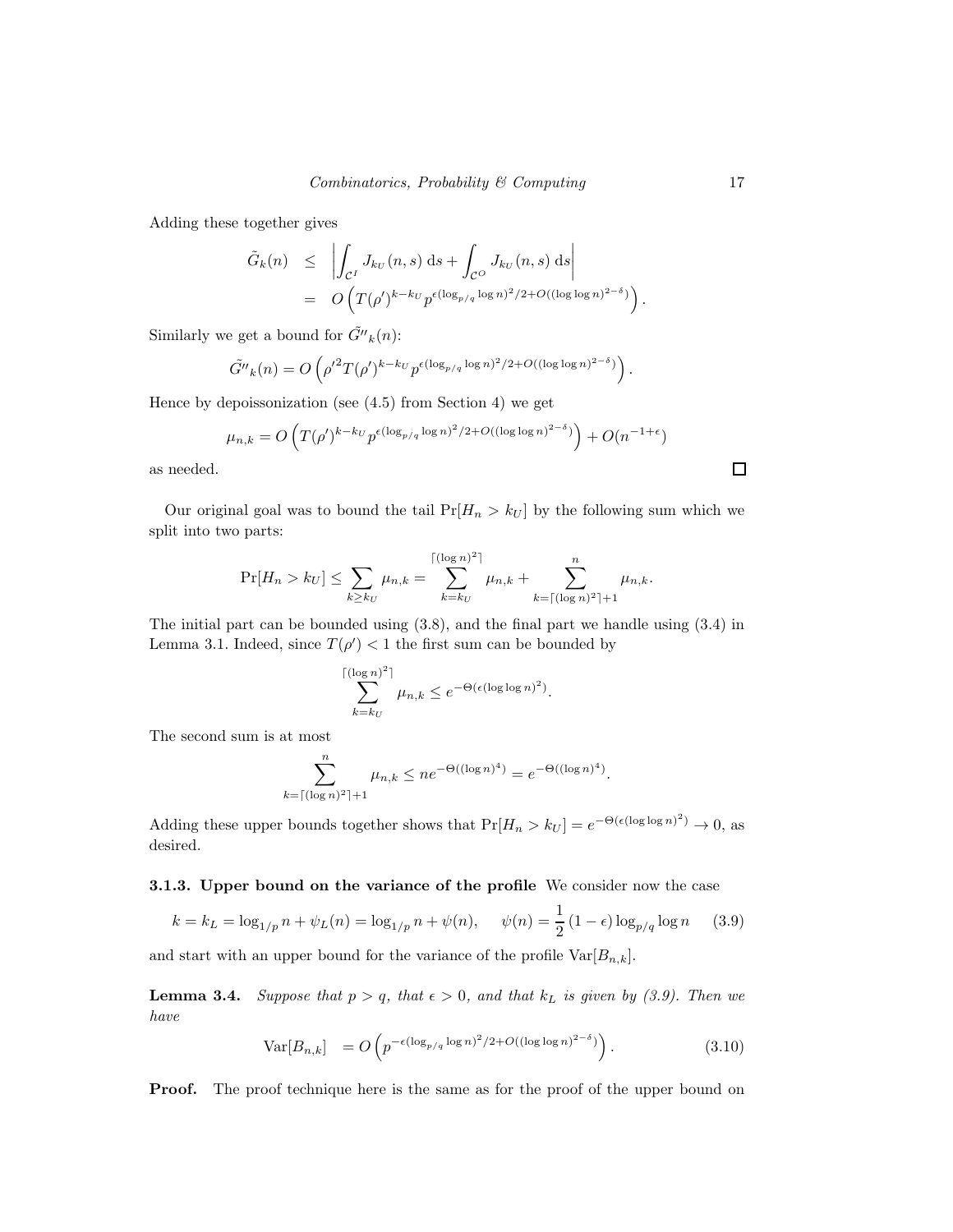Adding these together gives

$$
\begin{aligned}
\tilde{G}_k(n) &\leq \left| \int_{\mathcal{C}^I} J_{k_U}(n,s)\, \mathrm{d}s + \int_{\mathcal{C}^O} J_{k_U}(n,s)\, \mathrm{d}s \right| \\
&= O\left( T(\rho')^{k-k_U} p^{\epsilon(\log_{p/q}\log n)^2/2 + O((\log\log n)^{2-\delta})} \right).
\end{aligned}
$$

Similarly we get a bound for $\tilde{G''}_k(n)$:

$$
\tilde{G''}_k(n) = O\left( \rho'^2 T(\rho')^{k-k_U} p^{\epsilon(\log_{p/q}\log n)^2/2 + O((\log\log n)^{2-\delta})} \right).
$$

Hence by depoissonization (see (4.5) from Section 4) we get

$$
\mu_{n,k} = O\left( T(\rho')^{k-k_U} p^{\epsilon(\log_{p/q}\log n)^2/2 + O((\log\log n)^{2-\delta})} \right) + O(n^{-1+\epsilon})
$$

as needed. $\square$

Our original goal was to bound the tail $\Pr[H_n > k_U]$ by the following sum which we split into two parts:

$$
\Pr[H_n > k_U] \leq \sum_{k \geq k_U} \mu_{n,k} = \sum_{k=k_U}^{\lceil(\log n)^2\rceil} \mu_{n,k} + \sum_{k=\lceil(\log n)^2\rceil+1}^{n} \mu_{n,k}.
$$

The initial part can be bounded using (3.8), and the final part we handle using (3.4) in Lemma 3.1. Indeed, since $T(\rho') < 1$ the first sum can be bounded by

$$
\sum_{k=k_U}^{\lceil(\log n)^2\rceil} \mu_{n,k} \leq e^{-\Theta(\epsilon(\log\log n)^2)}.
$$

The second sum is at most

$$
\sum_{k=\lceil(\log n)^2\rceil+1}^{n} \mu_{n,k} \leq n e^{-\Theta((\log n)^4)} = e^{-\Theta((\log n)^4)}.
$$

Adding these upper bounds together shows that $\Pr[H_n > k_U] = e^{-\Theta(\epsilon(\log\log n)^2)} \to 0$, as desired.

**3.1.3. Upper bound on the variance of the profile** We consider now the case

$$
k = k_L = \log_{1/p} n + \psi_L(n) = \log_{1/p} n + \psi(n), \qquad \psi(n) = \frac{1}{2}(1-\epsilon)\log_{p/q}\log n \tag{3.9}
$$

and start with an upper bound for the variance of the profile $\mathrm{Var}[B_{n,k}]$.

**Lemma 3.4.** *Suppose that $p > q$, that $\epsilon > 0$, and that $k_L$ is given by (3.9). Then we have*

$$
\mathrm{Var}[B_{n,k}] = O\left( p^{-\epsilon(\log_{p/q}\log n)^2/2 + O((\log\log n)^{2-\delta})} \right). \tag{3.10}
$$

**Proof.** The proof technique here is the same as for the proof of the upper bound on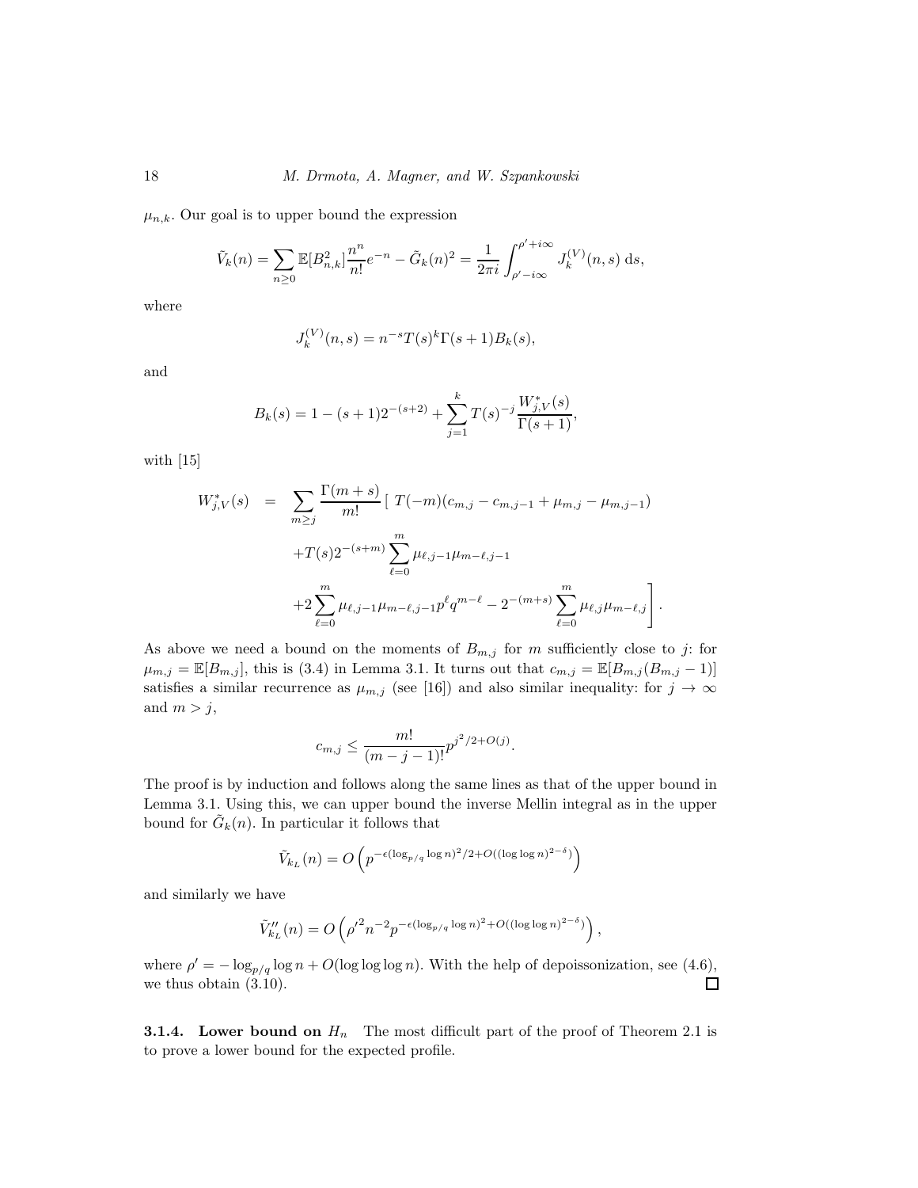$\mu_{n,k}$. Our goal is to upper bound the expression

$$\tilde{V}_k(n) = \sum_{n\geq 0} \mathbb{E}[B_{n,k}^2]\frac{n^n}{n!}e^{-n} - \tilde{G}_k(n)^2 = \frac{1}{2\pi i}\int_{\rho'-i\infty}^{\rho'+i\infty} J_k^{(V)}(n,s)\,\mathrm{d}s,$$

where

$$J_k^{(V)}(n,s) = n^{-s}T(s)^k\Gamma(s+1)B_k(s),$$

and

$$B_k(s) = 1-(s+1)2^{-(s+2)} + \sum_{j=1}^{k} T(s)^{-j}\frac{W_{j,V}^*(s)}{\Gamma(s+1)},$$

with [15]

$$\begin{aligned}
W_{j,V}^*(s) \quad &= \quad \sum_{m\geq j}\frac{\Gamma(m+s)}{m!}\Big[\; T(-m)(c_{m,j}-c_{m,j-1}+\mu_{m,j}-\mu_{m,j-1}) \\
&\quad + T(s)2^{-(s+m)}\sum_{\ell=0}^{m}\mu_{\ell,j-1}\mu_{m-\ell,j-1} \\
&\quad + 2\sum_{\ell=0}^{m}\mu_{\ell,j-1}\mu_{m-\ell,j-1}p^{\ell}q^{m-\ell} - 2^{-(m+s)}\sum_{\ell=0}^{m}\mu_{\ell,j}\mu_{m-\ell,j}\Big].
\end{aligned}$$

As above we need a bound on the moments of $B_{m,j}$ for $m$ sufficiently close to $j$: for $\mu_{m,j} = \mathbb{E}[B_{m,j}]$, this is (3.4) in Lemma 3.1. It turns out that $c_{m,j} = \mathbb{E}[B_{m,j}(B_{m,j}-1)]$ satisfies a similar recurrence as $\mu_{m,j}$ (see [16]) and also similar inequality: for $j\to\infty$ and $m>j$,

$$c_{m,j} \leq \frac{m!}{(m-j-1)!}p^{j^2/2+O(j)}.$$

The proof is by induction and follows along the same lines as that of the upper bound in Lemma 3.1. Using this, we can upper bound the inverse Mellin integral as in the upper bound for $\tilde{G}_k(n)$. In particular it follows that

$$\tilde{V}_{k_L}(n) = O\left(p^{-\epsilon(\log_{p/q}\log n)^2/2+O((\log\log n)^{2-\delta})}\right)$$

and similarly we have

$$\tilde{V}_{k_L}''(n) = O\left(\rho'^2 n^{-2}p^{-\epsilon(\log_{p/q}\log n)^2+O((\log\log n)^{2-\delta})}\right),$$

where $\rho' = -\log_{p/q}\log n + O(\log\log\log n)$. With the help of depoissonization, see (4.6), we thus obtain (3.10). $\square$

**3.1.4. Lower bound on $H_n$** The most difficult part of the proof of Theorem 2.1 is to prove a lower bound for the expected profile.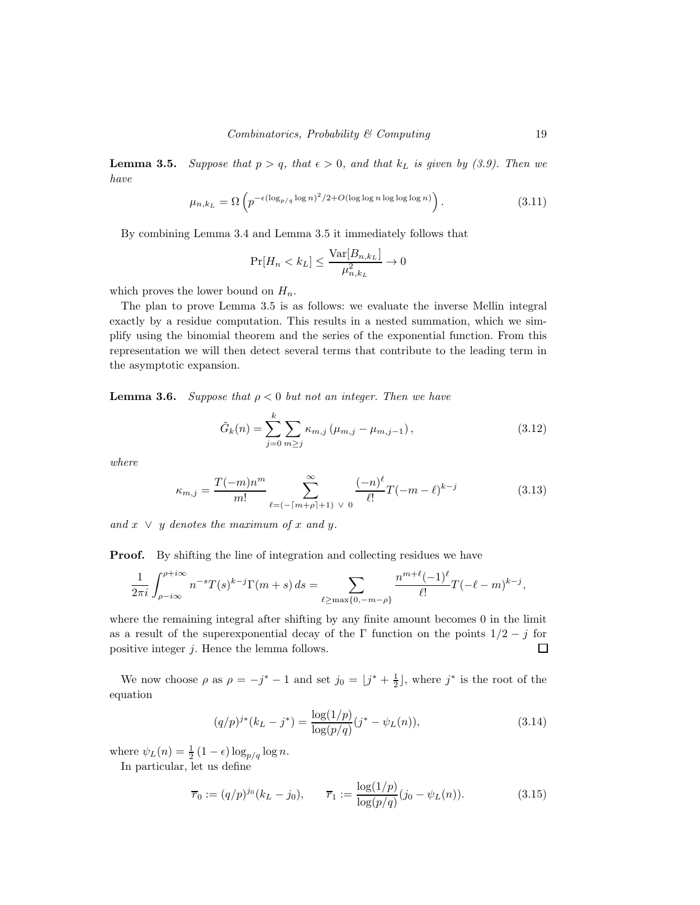**Lemma 3.5.** *Suppose that $p > q$, that $\epsilon > 0$, and that $k_L$ is given by (3.9). Then we have*

$$\mu_{n,k_L} = \Omega\left(p^{-\epsilon(\log_{p/q}\log n)^2/2 + O(\log\log n \log\log\log n)}\right). \tag{3.11}$$

By combining Lemma 3.4 and Lemma 3.5 it immediately follows that

$$\Pr[H_n < k_L] \le \frac{\mathrm{Var}[B_{n,k_L}]}{\mu_{n,k_L}^2} \to 0$$

which proves the lower bound on $H_n$.

The plan to prove Lemma 3.5 is as follows: we evaluate the inverse Mellin integral exactly by a residue computation. This results in a nested summation, which we simplify using the binomial theorem and the series of the exponential function. From this representation we will then detect several terms that contribute to the leading term in the asymptotic expansion.

**Lemma 3.6.** *Suppose that $\rho < 0$ but not an integer. Then we have*

$$\tilde{G}_k(n) = \sum_{j=0}^{k} \sum_{m \ge j} \kappa_{m,j}\left(\mu_{m,j} - \mu_{m,j-1}\right), \tag{3.12}$$

*where*

$$\kappa_{m,j} = \frac{T(-m)n^m}{m!} \sum_{\ell=(-\lceil m+\rho\rceil+1)\ \vee\ 0}^{\infty} \frac{(-n)^\ell}{\ell!} T(-m-\ell)^{k-j} \tag{3.13}$$

*and $x \ \vee \ y$ denotes the maximum of $x$ and $y$.*

**Proof.** By shifting the line of integration and collecting residues we have

$$\frac{1}{2\pi i}\int_{\rho-i\infty}^{\rho+i\infty} n^{-s} T(s)^{k-j}\Gamma(m+s)\, ds = \sum_{\ell \ge \max\{0,-m-\rho\}} \frac{n^{m+\ell}(-1)^\ell}{\ell!} T(-\ell-m)^{k-j},$$

where the remaining integral after shifting by any finite amount becomes 0 in the limit as a result of the superexponential decay of the $\Gamma$ function on the points $1/2 - j$ for positive integer $j$. Hence the lemma follows. $\square$

We now choose $\rho$ as $\rho = -j^* - 1$ and set $j_0 = \lfloor j^* + \frac{1}{2} \rfloor$, where $j^*$ is the root of the equation

$$(q/p)^{j^*}(k_L - j^*) = \frac{\log(1/p)}{\log(p/q)}(j^* - \psi_L(n)), \tag{3.14}$$

where $\psi_L(n) = \frac{1}{2}(1-\epsilon)\log_{p/q}\log n$.

In particular, let us define

$$\overline{r}_0 := (q/p)^{j_0}(k_L - j_0), \qquad \overline{r}_1 := \frac{\log(1/p)}{\log(p/q)}(j_0 - \psi_L(n)). \tag{3.15}$$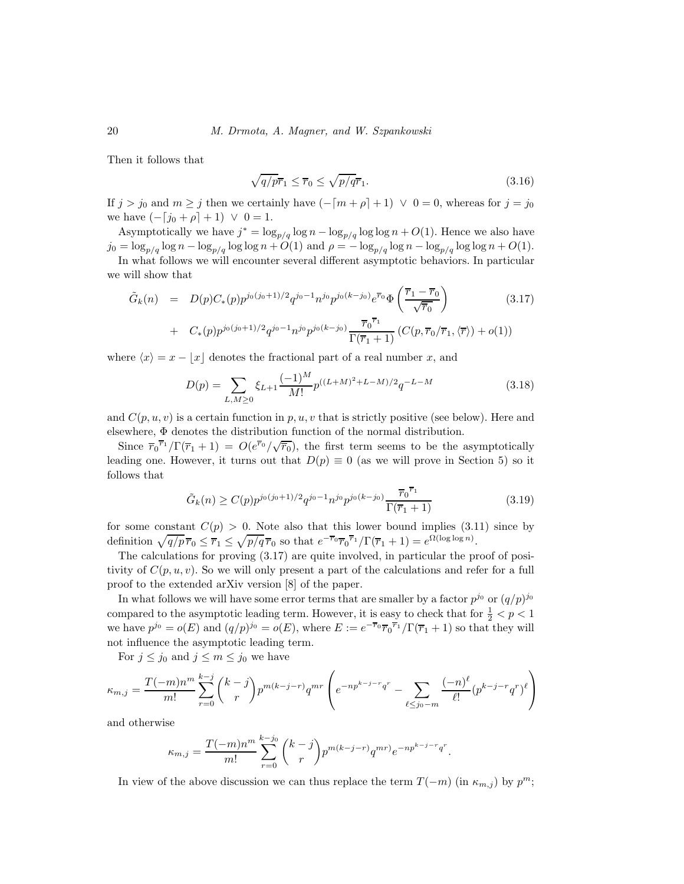Then it follows that

$$\sqrt{q/p}\,\overline{r}_1 \le \overline{r}_0 \le \sqrt{p/q}\,\overline{r}_1. \tag{3.16}$$

If $j > j_0$ and $m \ge j$ then we certainly have $(-\lceil m+\rho\rceil + 1) \vee 0 = 0$, whereas for $j = j_0$ we have $(-\lceil j_0+\rho\rceil + 1) \vee 0 = 1$.

Asymptotically we have $j^* = \log_{p/q}\log n - \log_{p/q}\log\log n + O(1)$. Hence we also have $j_0 = \log_{p/q}\log n - \log_{p/q}\log\log n + O(1)$ and $\rho = -\log_{p/q}\log n - \log_{p/q}\log\log n + O(1)$.

In what follows we will encounter several different asymptotic behaviors. In particular we will show that

$$\begin{aligned}
\tilde{G}_k(n) &= D(p)C_*(p)p^{j_0(j_0+1)/2}q^{j_0-1}n^{j_0}p^{j_0(k-j_0)}e^{\overline{r}_0}\Phi\left(\frac{\overline{r}_1-\overline{r}_0}{\sqrt{\overline{r}_0}}\right) \qquad (3.17)\\
&+ \; C_*(p)p^{j_0(j_0+1)/2}q^{j_0-1}n^{j_0}p^{j_0(k-j_0)}\frac{\overline{r}_0^{\,\overline{r}_1}}{\Gamma(\overline{r}_1+1)}\left(C(p,\overline{r}_0/\overline{r}_1,\langle\overline{r}\rangle)+o(1)\right)
\end{aligned}$$

where $\langle x\rangle = x - \lfloor x\rfloor$ denotes the fractional part of a real number $x$, and

$$D(p) = \sum_{L,M\ge 0}\xi_{L+1}\frac{(-1)^M}{M!}p^{((L+M)^2+L-M)/2}q^{-L-M} \tag{3.18}$$

and $C(p,u,v)$ is a certain function in $p,u,v$ that is strictly positive (see below). Here and elsewhere, $\Phi$ denotes the distribution function of the normal distribution.

Since $\overline{r}_0^{\,\overline{r}_1}/\Gamma(\overline{r}_1+1) = O(e^{\overline{r}_0}/\sqrt{\overline{r}_0})$, the first term seems to be the asymptotically leading one. However, it turns out that $D(p)\equiv 0$ (as we will prove in Section 5) so it follows that

$$\tilde{G}_k(n) \ge C(p)p^{j_0(j_0+1)/2}q^{j_0-1}n^{j_0}p^{j_0(k-j_0)}\frac{\overline{r}_0^{\,\overline{r}_1}}{\Gamma(\overline{r}_1+1)} \tag{3.19}$$

for some constant $C(p) > 0$. Note also that this lower bound implies (3.11) since by definition $\sqrt{q/p}\,\overline{r}_0 \le \overline{r}_1 \le \sqrt{p/q}\,\overline{r}_0$ so that $e^{-\overline{r}_0}\overline{r}_0^{\,\overline{r}_1}/\Gamma(\overline{r}_1+1) = e^{\Omega(\log\log n)}$.

The calculations for proving (3.17) are quite involved, in particular the proof of positivity of $C(p,u,v)$. So we will only present a part of the calculations and refer for a full proof to the extended arXiv version [8] of the paper.

In what follows we will have some error terms that are smaller by a factor $p^{j_0}$ or $(q/p)^{j_0}$ compared to the asymptotic leading term. However, it is easy to check that for $\frac{1}{2} < p < 1$ we have $p^{j_0} = o(E)$ and $(q/p)^{j_0} = o(E)$, where $E := e^{-\overline{r}_0}\overline{r}_0^{\,\overline{r}_1}/\Gamma(\overline{r}_1+1)$ so that they will not influence the asymptotic leading term.

For $j \le j_0$ and $j \le m \le j_0$ we have

$$\kappa_{m,j} = \frac{T(-m)n^m}{m!}\sum_{r=0}^{k-j}\binom{k-j}{r}p^{m(k-j-r)}q^{mr}\left(e^{-np^{k-j-r}q^r} - \sum_{\ell\le j_0-m}\frac{(-n)^\ell}{\ell!}(p^{k-j-r}q^r)^\ell\right)$$

and otherwise

$$\kappa_{m,j} = \frac{T(-m)n^m}{m!}\sum_{r=0}^{k-j_0}\binom{k-j}{r}p^{m(k-j-r)}q^{mr)}e^{-np^{k-j-r}q^r}.$$

In view of the above discussion we can thus replace the term $T(-m)$ (in $\kappa_{m,j}$) by $p^m$;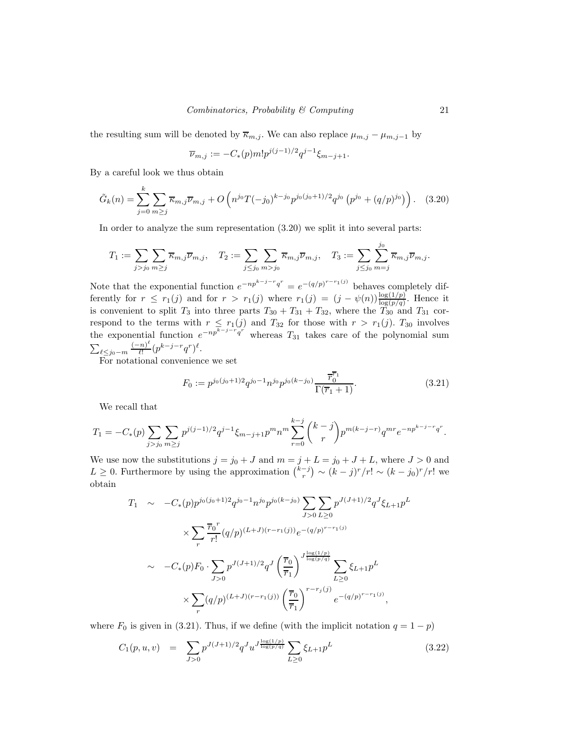the resulting sum will be denoted by $\overline{\kappa}_{m,j}$. We can also replace $\mu_{m,j} - \mu_{m,j-1}$ by

$$\overline{\nu}_{m,j} := -C_*(p) m! p^{j(j-1)/2} q^{j-1} \xi_{m-j+1}.$$

By a careful look we thus obtain

$$\tilde{G}_k(n) = \sum_{j=0}^{k} \sum_{m \geq j} \overline{\kappa}_{m,j} \overline{\nu}_{m,j} + O\left( n^{j_0} T(-j_0)^{k-j_0} p^{j_0(j_0+1)/2} q^{j_0} \left( p^{j_0} + (q/p)^{j_0} \right) \right). \quad (3.20)$$

In order to analyze the sum representation (3.20) we split it into several parts:

$$T_1 := \sum_{j > j_0} \sum_{m \geq j} \overline{\kappa}_{m,j} \overline{\nu}_{m,j}, \quad T_2 := \sum_{j \leq j_0} \sum_{m > j_0} \overline{\kappa}_{m,j} \overline{\nu}_{m,j}, \quad T_3 := \sum_{j \leq j_0} \sum_{m=j}^{j_0} \overline{\kappa}_{m,j} \overline{\nu}_{m,j}.$$

Note that the exponential function $e^{-np^{k-j-r}q^r} = e^{-(q/p)^{r-r_1(j)}}$ behaves completely differently for $r \leq r_1(j)$ and for $r > r_1(j)$ where $r_1(j) = (j - \psi(n)) \frac{\log(1/p)}{\log(p/q)}$. Hence it is convenient to split $T_3$ into three parts $T_{30} + T_{31} + T_{32}$, where the $T_{30}$ and $T_{31}$ correspond to the terms with $r \leq r_1(j)$ and $T_{32}$ for those with $r > r_1(j)$. $T_{30}$ involves the exponential function $e^{-np^{k-j-r}q^r}$ whereas $T_{31}$ takes care of the polynomial sum $\sum_{\ell \leq j_0 - m} \frac{(-n)^\ell}{\ell!} (p^{k-j-r} q^r)^\ell$.

For notational convenience we set

$$F_0 := p^{j_0(j_0+1)2} q^{j_0-1} n^{j_0} p^{j_0(k-j_0)} \frac{\overline{r}_0^{\overline{r}_1}}{\Gamma(\overline{r}_1 + 1)}. \quad (3.21)$$

We recall that

$$T_1 = -C_*(p) \sum_{j > j_0} \sum_{m \geq j} p^{j(j-1)/2} q^{j-1} \xi_{m-j+1} p^m n^m \sum_{r=0}^{k-j} \binom{k-j}{r} p^{m(k-j-r)} q^{mr} e^{-np^{k-j-r}q^r}.$$

We use now the substitutions $j = j_0 + J$ and $m = j + L = j_0 + J + L$, where $J > 0$ and $L \geq 0$. Furthermore by using the approximation $\binom{k-j}{r} \sim (k-j)^r/r! \sim (k-j_0)^r/r!$ we obtain

$$\begin{aligned} T_1 \quad &\sim \quad -C_*(p) p^{j_0(j_0+1)2} q^{j_0-1} n^{j_0} p^{j_0(k-j_0)} \sum_{J>0} \sum_{L \geq 0} p^{J(J+1)/2} q^J \xi_{L+1} p^L \\ &\qquad \times \sum_r \frac{\overline{r}_0^{\,r}}{r!} (q/p)^{(L+J)(r - r_1(j))} e^{-(q/p)^{r-r_1(j)}} \\ &\sim \quad -C_*(p) F_0 \cdot \sum_{J>0} p^{J(J+1)/2} q^J \left( \frac{\overline{r}_0}{\overline{r}_1} \right)^{J \frac{\log(1/p)}{\log(p/q)}} \sum_{L \geq 0} \xi_{L+1} p^L \\ &\qquad \times \sum_r (q/p)^{(L+J)(r-r_1(j))} \left( \frac{\overline{r}_0}{\overline{r}_1} \right)^{r - r_j(j)} e^{-(q/p)^{r-r_1(j)}}, \end{aligned}$$

where $F_0$ is given in (3.21). Thus, if we define (with the implicit notation $q = 1 - p$)

$$C_1(p, u, v) \quad = \quad \sum_{J>0} p^{J(J+1)/2} q^J u^{J \frac{\log(1/p)}{\log(p/q)}} \sum_{L \geq 0} \xi_{L+1} p^L \quad (3.22)$$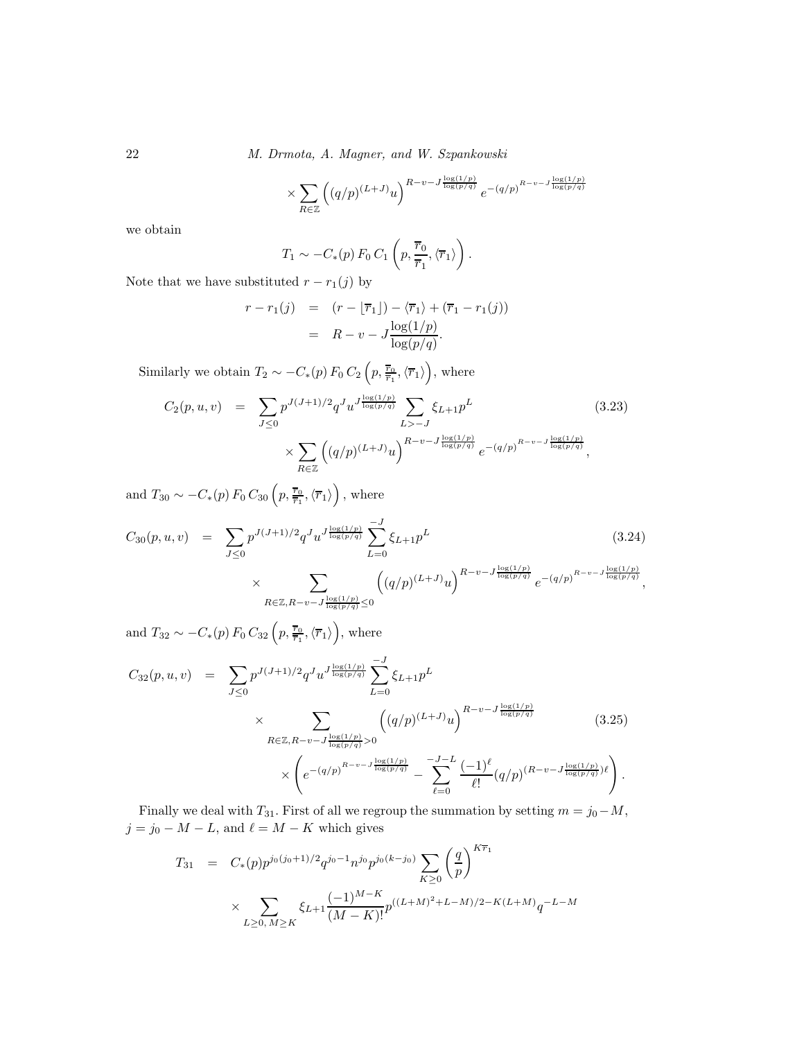$$\times \sum_{R\in\mathbb{Z}} \left((q/p)^{(L+J)}u\right)^{R-v-J\frac{\log(1/p)}{\log(p/q)}} e^{-(q/p)^{R-v-J\frac{\log(1/p)}{\log(p/q)}}}$$

we obtain

$$T_1 \sim -C_*(p)\, F_0\, C_1\left(p, \frac{\overline{r}_0}{\overline{r}_1}, \langle \overline{r}_1\rangle\right).$$

Note that we have substituted $r - r_1(j)$ by

$$\begin{aligned} r - r_1(j) &= (r - \lfloor \overline{r}_1 \rfloor) - \langle \overline{r}_1 \rangle + (\overline{r}_1 - r_1(j)) \\ &= R - v - J\frac{\log(1/p)}{\log(p/q)}. \end{aligned}$$

Similarly we obtain $T_2 \sim -C_*(p)\, F_0\, C_2\left(p, \frac{\overline{r}_0}{\overline{r}_1}, \langle \overline{r}_1\rangle\right)$, where

$$\begin{aligned} C_2(p,u,v) &= \sum_{J\le 0} p^{J(J+1)/2} q^J u^{J\frac{\log(1/p)}{\log(p/q)}} \sum_{L>-J} \xi_{L+1} p^L \qquad (3.23) \\ &\quad \times \sum_{R\in\mathbb{Z}} \left((q/p)^{(L+J)}u\right)^{R-v-J\frac{\log(1/p)}{\log(p/q)}} e^{-(q/p)^{R-v-J\frac{\log(1/p)}{\log(p/q)}}}, \end{aligned}$$

and $T_{30} \sim -C_*(p)\, F_0\, C_{30}\left(p, \frac{\overline{r}_0}{\overline{r}_1}, \langle \overline{r}_1\rangle\right)$, where

$$\begin{aligned} C_{30}(p,u,v) &= \sum_{J\le 0} p^{J(J+1)/2} q^J u^{J\frac{\log(1/p)}{\log(p/q)}} \sum_{L=0}^{-J} \xi_{L+1} p^L \qquad (3.24) \\ &\quad \times \sum_{R\in\mathbb{Z}, R-v-J\frac{\log(1/p)}{\log(p/q)}\le 0} \left((q/p)^{(L+J)}u\right)^{R-v-J\frac{\log(1/p)}{\log(p/q)}} e^{-(q/p)^{R-v-J\frac{\log(1/p)}{\log(p/q)}}}, \end{aligned}$$

and $T_{32} \sim -C_*(p)\, F_0\, C_{32}\left(p, \frac{\overline{r}_0}{\overline{r}_1}, \langle \overline{r}_1\rangle\right)$, where

$$\begin{aligned} C_{32}(p,u,v) &= \sum_{J\le 0} p^{J(J+1)/2} q^J u^{J\frac{\log(1/p)}{\log(p/q)}} \sum_{L=0}^{-J} \xi_{L+1} p^L \\ &\quad \times \sum_{R\in\mathbb{Z}, R-v-J\frac{\log(1/p)}{\log(p/q)}>0} \left((q/p)^{(L+J)}u\right)^{R-v-J\frac{\log(1/p)}{\log(p/q)}} \qquad (3.25) \\ &\quad \times \left(e^{-(q/p)^{R-v-J\frac{\log(1/p)}{\log(p/q)}}} - \sum_{\ell=0}^{-J-L} \frac{(-1)^\ell}{\ell!}(q/p)^{(R-v-J\frac{\log(1/p)}{\log(p/q)})\ell}\right). \end{aligned}$$

Finally we deal with $T_{31}$. First of all we regroup the summation by setting $m = j_0 - M$, $j = j_0 - M - L$, and $\ell = M - K$ which gives

$$\begin{aligned} T_{31} &= C_*(p) p^{j_0(j_0+1)/2} q^{j_0-1} n^{j_0} p^{j_0(k-j_0)} \sum_{K\ge 0} \left(\frac{q}{p}\right)^{K\overline{r}_1} \\ &\quad \times \sum_{L\ge 0,\, M\ge K} \xi_{L+1} \frac{(-1)^{M-K}}{(M-K)!} p^{((L+M)^2+L-M)/2-K(L+M)} q^{-L-M} \end{aligned}$$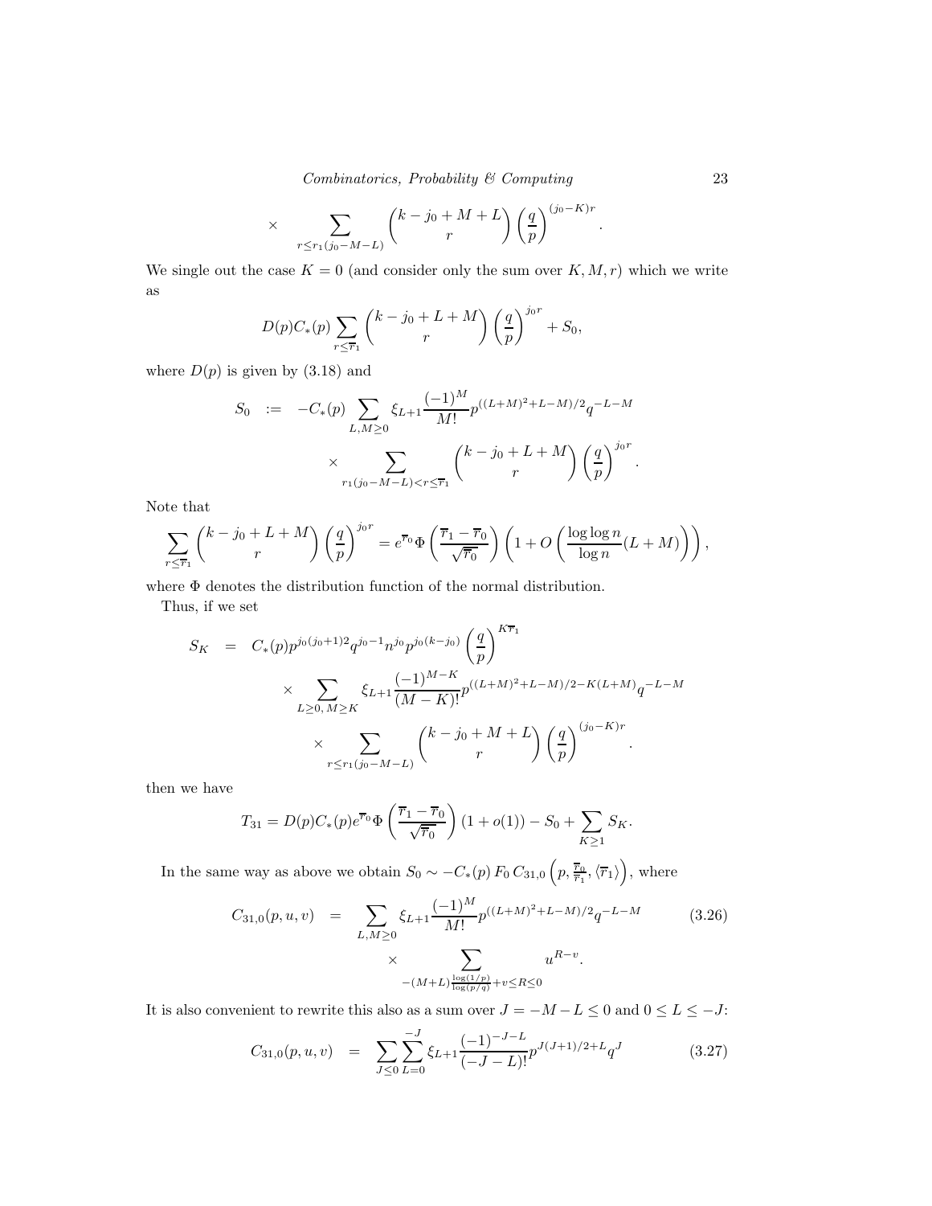$$\times \sum_{r \le r_1(j_0-M-L)} \binom{k-j_0+M+L}{r} \left(\frac{q}{p}\right)^{(j_0-K)r}.$$

We single out the case $K=0$ (and consider only the sum over $K, M, r$) which we write as

$$D(p)C_*(p) \sum_{r \le \overline{r}_1} \binom{k-j_0+L+M}{r} \left(\frac{q}{p}\right)^{j_0 r} + S_0,$$

where $D(p)$ is given by (3.18) and

$$\begin{aligned} S_0 \;:=\; & -C_*(p) \sum_{L,M\ge 0} \xi_{L+1} \frac{(-1)^M}{M!} p^{((L+M)^2+L-M)/2} q^{-L-M} \\ & \times \sum_{r_1(j_0-M-L) < r \le \overline{r}_1} \binom{k-j_0+L+M}{r} \left(\frac{q}{p}\right)^{j_0 r}. \end{aligned}$$

Note that

$$\sum_{r \le \overline{r}_1} \binom{k-j_0+L+M}{r} \left(\frac{q}{p}\right)^{j_0 r} = e^{\overline{r}_0} \Phi\left(\frac{\overline{r}_1 - \overline{r}_0}{\sqrt{\overline{r}_0}}\right) \left(1 + O\left(\frac{\log\log n}{\log n}(L+M)\right)\right),$$

where $\Phi$ denotes the distribution function of the normal distribution.

Thus, if we set

$$\begin{aligned} S_K \;=\; & C_*(p) p^{j_0(j_0+1)2} q^{j_0-1} n^{j_0} p^{j_0(k-j_0)} \left(\frac{q}{p}\right)^{K\overline{r}_1} \\ & \times \sum_{L\ge 0,\, M \ge K} \xi_{L+1} \frac{(-1)^{M-K}}{(M-K)!} p^{((L+M)^2+L-M)/2 - K(L+M)} q^{-L-M} \\ & \times \sum_{r \le r_1(j_0-M-L)} \binom{k-j_0+M+L}{r} \left(\frac{q}{p}\right)^{(j_0-K)r}. \end{aligned}$$

then we have

$$T_{31} = D(p) C_*(p) e^{\overline{r}_0} \Phi\left(\frac{\overline{r}_1 - \overline{r}_0}{\sqrt{\overline{r}_0}}\right)(1+o(1)) - S_0 + \sum_{K\ge 1} S_K.$$

In the same way as above we obtain $S_0 \sim -C_*(p)\, F_0\, C_{31,0}\left(p, \frac{\overline{r}_0}{\overline{r}_1}, \langle \overline{r}_1 \rangle\right)$, where

$$\begin{aligned} C_{31,0}(p,u,v) \;=\; & \sum_{L,M\ge 0} \xi_{L+1} \frac{(-1)^M}{M!} p^{((L+M)^2+L-M)/2} q^{-L-M} \\ & \times \sum_{-(M+L)\frac{\log(1/p)}{\log(p/q)} + v \le R \le 0} u^{R-v}. \end{aligned} \tag{3.26}$$

It is also convenient to rewrite this also as a sum over $J = -M-L \le 0$ and $0 \le L \le -J$:

$$C_{31,0}(p,u,v) \;=\; \sum_{J\le 0} \sum_{L=0}^{-J} \xi_{L+1} \frac{(-1)^{-J-L}}{(-J-L)!} p^{J(J+1)/2+L} q^{J} \tag{3.27}$$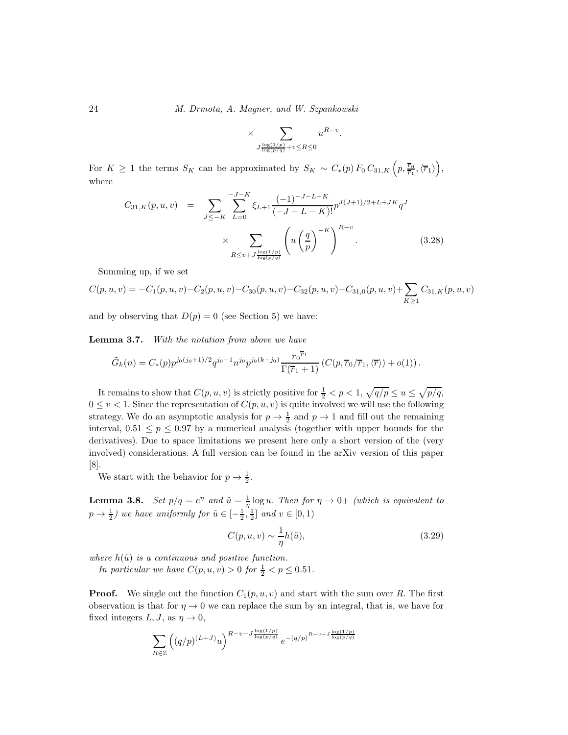$$\times \sum_{J\frac{\log(1/p)}{\log(p/q)}+v\le R\le 0} u^{R-v}.$$

For $K \ge 1$ the terms $S_K$ can be approximated by $S_K \sim C_*(p)\, F_0\, C_{31,K}\left(p, \frac{\overline{r}_0}{\overline{r}_1}, \langle \overline{r}_1 \rangle\right)$, where

$$C_{31,K}(p,u,v) = \sum_{J\le -K} \sum_{L=0}^{-J-K} \xi_{L+1} \frac{(-1)^{-J-L-K}}{(-J-L-K)!} p^{J(J+1)/2+L+JK} q^J \times \sum_{R\le v+J\frac{\log(1/p)}{\log(p/q)}} \left( u \left(\frac{q}{p}\right)^{-K} \right)^{R-v}. \tag{3.28}$$

Summing up, if we set

$$C(p,u,v) = -C_1(p,u,v) - C_2(p,u,v) - C_{30}(p,u,v) - C_{32}(p,u,v) - C_{31,0}(p,u,v) + \sum_{K\ge 1} C_{31,K}(p,u,v)$$

and by observing that $D(p) = 0$ (see Section 5) we have:

**Lemma 3.7.** *With the notation from above we have*

$$\tilde{G}_k(n) = C_*(p) p^{j_0(j_0+1)/2} q^{j_0-1} n^{j_0} p^{j_0(k-j_0)} \frac{\overline{r}_0^{\,\overline{r}_1}}{\Gamma(\overline{r}_1+1)} \left( C(p, \overline{r}_0/\overline{r}_1, \langle \overline{r} \rangle) + o(1) \right).$$

It remains to show that $C(p,u,v)$ is strictly positive for $\frac{1}{2} < p < 1$, $\sqrt{q/p} \le u \le \sqrt{p/q}$, $0 \le v < 1$. Since the representation of $C(p,u,v)$ is quite involved we will use the following strategy. We do an asymptotic analysis for $p \to \frac{1}{2}$ and $p \to 1$ and fill out the remaining interval, $0.51 \le p \le 0.97$ by a numerical analysis (together with upper bounds for the derivatives). Due to space limitations we present here only a short version of the (very involved) considerations. A full version can be found in the arXiv version of this paper [8].

We start with the behavior for $p \to \frac{1}{2}$.

**Lemma 3.8.** *Set $p/q = e^{\eta}$ and $\tilde{u} = \frac{1}{\eta}\log u$. Then for $\eta \to 0+$ (which is equivalent to $p \to \frac{1}{2}$) we have uniformly for $\tilde{u} \in [-\frac{1}{2}, \frac{1}{2}]$ and $v \in [0,1)$*

$$C(p,u,v) \sim \frac{1}{\eta} h(\tilde{u}), \tag{3.29}$$

*where $h(\tilde{u})$ is a continuous and positive function.*

*In particular we have $C(p,u,v) > 0$ for $\frac{1}{2} < p \le 0.51$.*

**Proof.** We single out the function $C_1(p,u,v)$ and start with the sum over $R$. The first observation is that for $\eta \to 0$ we can replace the sum by an integral, that is, we have for fixed integers $L, J$, as $\eta \to 0$,

$$\sum_{R\in\mathbb{Z}} \left( (q/p)^{(L+J)} u \right)^{R-v-J\frac{\log(1/p)}{\log(p/q)}} e^{-(q/p)^{R-v-J\frac{\log(1/p)}{\log(p/q)}}}$$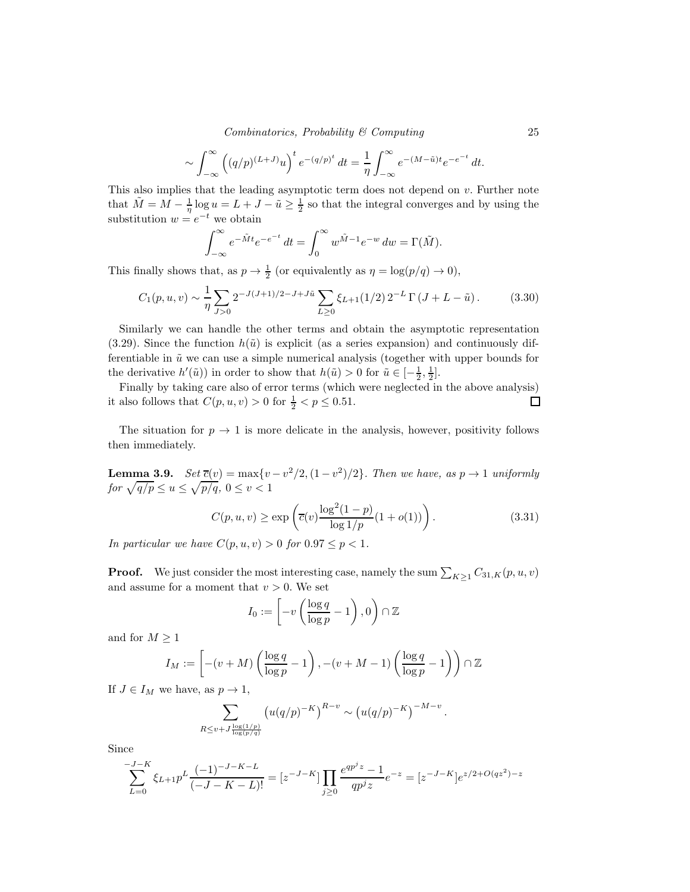$$\sim \int_{-\infty}^{\infty} \left((q/p)^{(L+J)}u\right)^t e^{-(q/p)^t}\,dt = \frac{1}{\eta}\int_{-\infty}^{\infty} e^{-(M-\tilde{u})t}e^{-e^{-t}}\,dt.$$

This also implies that the leading asymptotic term does not depend on $v$. Further note that $\tilde{M} = M - \frac{1}{\eta}\log u = L + J - \tilde{u} \ge \frac{1}{2}$ so that the integral converges and by using the substitution $w = e^{-t}$ we obtain

$$\int_{-\infty}^{\infty} e^{-\tilde{M}t}e^{-e^{-t}}\,dt = \int_0^{\infty} w^{\tilde{M}-1}e^{-w}\,dw = \Gamma(\tilde{M}).$$

This finally shows that, as $p \to \frac{1}{2}$ (or equivalently as $\eta = \log(p/q) \to 0$),

$$C_1(p,u,v) \sim \frac{1}{\eta}\sum_{J>0} 2^{-J(J+1)/2-J+J\tilde{u}} \sum_{L\ge 0} \xi_{L+1}(1/2)\,2^{-L}\,\Gamma\left(J+L-\tilde{u}\right). \tag{3.30}$$

Similarly we can handle the other terms and obtain the asymptotic representation (3.29). Since the function $h(\tilde{u})$ is explicit (as a series expansion) and continuously differentiable in $\tilde{u}$ we can use a simple numerical analysis (together with upper bounds for the derivative $h'(\tilde{u})$) in order to show that $h(\tilde{u}) > 0$ for $\tilde{u} \in [-\frac{1}{2}, \frac{1}{2}]$.

Finally by taking care also of error terms (which were neglected in the above analysis) it also follows that $C(p,u,v) > 0$ for $\frac{1}{2} < p \le 0.51$. ◻

The situation for $p \to 1$ is more delicate in the analysis, however, positivity follows then immediately.

**Lemma 3.9.** *Set $\overline{c}(v) = \max\{v - v^2/2, (1-v^2)/2\}$. Then we have, as $p \to 1$ uniformly for $\sqrt{q/p} \le u \le \sqrt{p/q}$, $0 \le v < 1$*

$$C(p,u,v) \ge \exp\left(\overline{c}(v)\frac{\log^2(1-p)}{\log 1/p}(1+o(1))\right). \tag{3.31}$$

*In particular we have $C(p,u,v) > 0$ for $0.97 \le p < 1$.*

**Proof.** We just consider the most interesting case, namely the sum $\sum_{K\ge 1} C_{31,K}(p,u,v)$ and assume for a moment that $v > 0$. We set

$$I_0 := \left[-v\left(\frac{\log q}{\log p} - 1\right), 0\right) \cap \mathbb{Z}$$

and for $M \ge 1$

$$I_M := \left[-(v+M)\left(\frac{\log q}{\log p} - 1\right), -(v+M-1)\left(\frac{\log q}{\log p} - 1\right)\right) \cap \mathbb{Z}$$

If $J \in I_M$ we have, as $p \to 1$,

$$\sum_{R \le v + J\frac{\log(1/p)}{\log(p/q)}} \left(u(q/p)^{-K}\right)^{R-v} \sim \left(u(q/p)^{-K}\right)^{-M-v}.$$

Since

$$\sum_{L=0}^{-J-K} \xi_{L+1}p^L\frac{(-1)^{-J-K-L}}{(-J-K-L)!} = [z^{-J-K}]\prod_{j\ge 0}\frac{e^{qp^jz}-1}{qp^jz}e^{-z} = [z^{-J-K}]e^{z/2+O(qz^2)-z}$$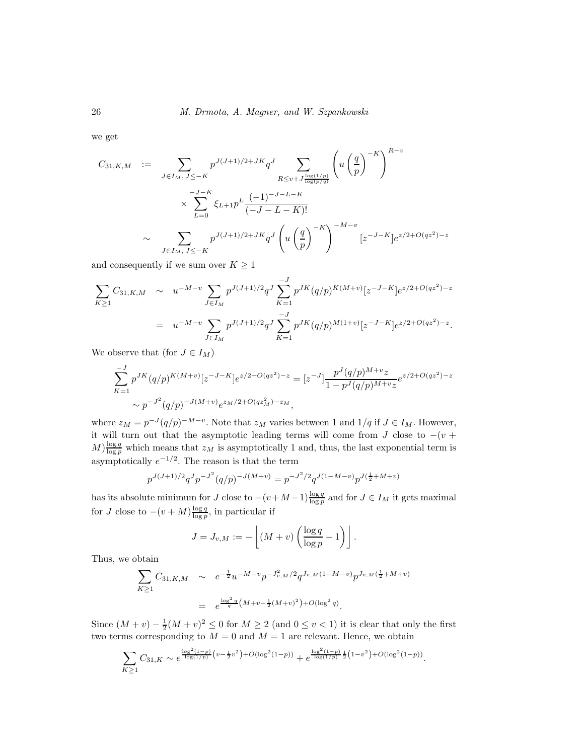we get

$$
\begin{aligned}
C_{31,K,M} \quad := \quad & \sum_{J\in I_M,\, J\le -K} p^{J(J+1)/2+JK} q^J \sum_{R\le v+J\frac{\log(1/p)}{\log(p/q)}} \left( u \left(\frac{q}{p}\right)^{-K} \right)^{R-v} \\
& \times \sum_{L=0}^{-J-K} \xi_{L+1} p^L \frac{(-1)^{-J-L-K}}{(-J-L-K)!} \\
\sim \quad & \sum_{J\in I_M,\, J\le -K} p^{J(J+1)/2+JK} q^J \left( u \left(\frac{q}{p}\right)^{-K} \right)^{-M-v} [z^{-J-K}] e^{z/2+O(qz^2)-z}
\end{aligned}
$$

and consequently if we sum over $K \ge 1$

$$
\begin{aligned}
\sum_{K\ge 1} C_{31,K,M} \quad \sim \quad & u^{-M-v} \sum_{J\in I_M} p^{J(J+1)/2} q^J \sum_{K=1}^{-J} p^{JK} (q/p)^{K(M+v)} [z^{-J-K}] e^{z/2+O(qz^2)-z} \\
= \quad & u^{-M-v} \sum_{J\in I_M} p^{J(J+1)/2} q^J \sum_{K=1}^{-J} p^{JK} (q/p)^{M(1+v)} [z^{-J-K}] e^{z/2+O(qz^2)-z}.
\end{aligned}
$$

We observe that (for $J \in I_M$)

$$
\begin{aligned}
\sum_{K=1}^{-J} p^{JK} (q/p)^{K(M+v)} [z^{-J-K}] e^{z/2+O(qz^2)-z} &= [z^{-J}] \frac{p^J (q/p)^{M+v} z}{1 - p^J (q/p)^{M+v} z} e^{z/2+O(qz^2)-z} \\
&\sim p^{-J^2} (q/p)^{-J(M+v)} e^{z_M/2+O(qz_M^2)-z_M},
\end{aligned}
$$

where $z_M = p^{-J}(q/p)^{-M-v}$. Note that $z_M$ varies between 1 and $1/q$ if $J \in I_M$. However, it will turn out that the asymptotic leading terms will come from $J$ close to $-(v+M)\frac{\log q}{\log p}$ which means that $z_M$ is asymptotically 1 and, thus, the last exponential term is asymptotically $e^{-1/2}$. The reason is that the term

$$
p^{J(J+1)/2} q^J p^{-J^2} (q/p)^{-J(M+v)} = p^{-J^2/2} q^{J(1-M-v)} p^{J(\frac{1}{2}+M+v)}
$$

has its absolute minimum for $J$ close to $-(v+M-1)\frac{\log q}{\log p}$ and for $J \in I_M$ it gets maximal for $J$ close to $-(v+M)\frac{\log q}{\log p}$, in particular if

$$
J = J_{v,M} := -\left\lfloor (M+v)\left(\frac{\log q}{\log p} - 1\right) \right\rfloor .
$$

Thus, we obtain

$$
\begin{aligned}
\sum_{K\ge 1} C_{31,K,M} \quad \sim \quad & e^{-\frac{1}{2}} u^{-M-v} p^{-J_{v,M}^2/2} q^{J_{v,M}(1-M-v)} p^{J_{v,M}(\frac{1}{2}+M+v)} \\
= \quad & e^{\frac{\log^2 q}{q}\left(M+v-\frac{1}{2}(M+v)^2\right)+O(\log^2 q)}.
\end{aligned}
$$

Since $(M+v) - \frac{1}{2}(M+v)^2 \le 0$ for $M \ge 2$ (and $0 \le v < 1$) it is clear that only the first two terms corresponding to $M = 0$ and $M = 1$ are relevant. Hence, we obtain

$$
\sum_{K\ge 1} C_{31,K} \sim e^{\frac{\log^2(1-p)}{\log(1/p)}\left(v-\frac{1}{2}v^2\right)+O(\log^2(1-p))} + e^{\frac{\log^2(1-p)}{\log(1/p)}\frac{1}{2}\left(1-v^2\right)+O(\log^2(1-p))}.
$$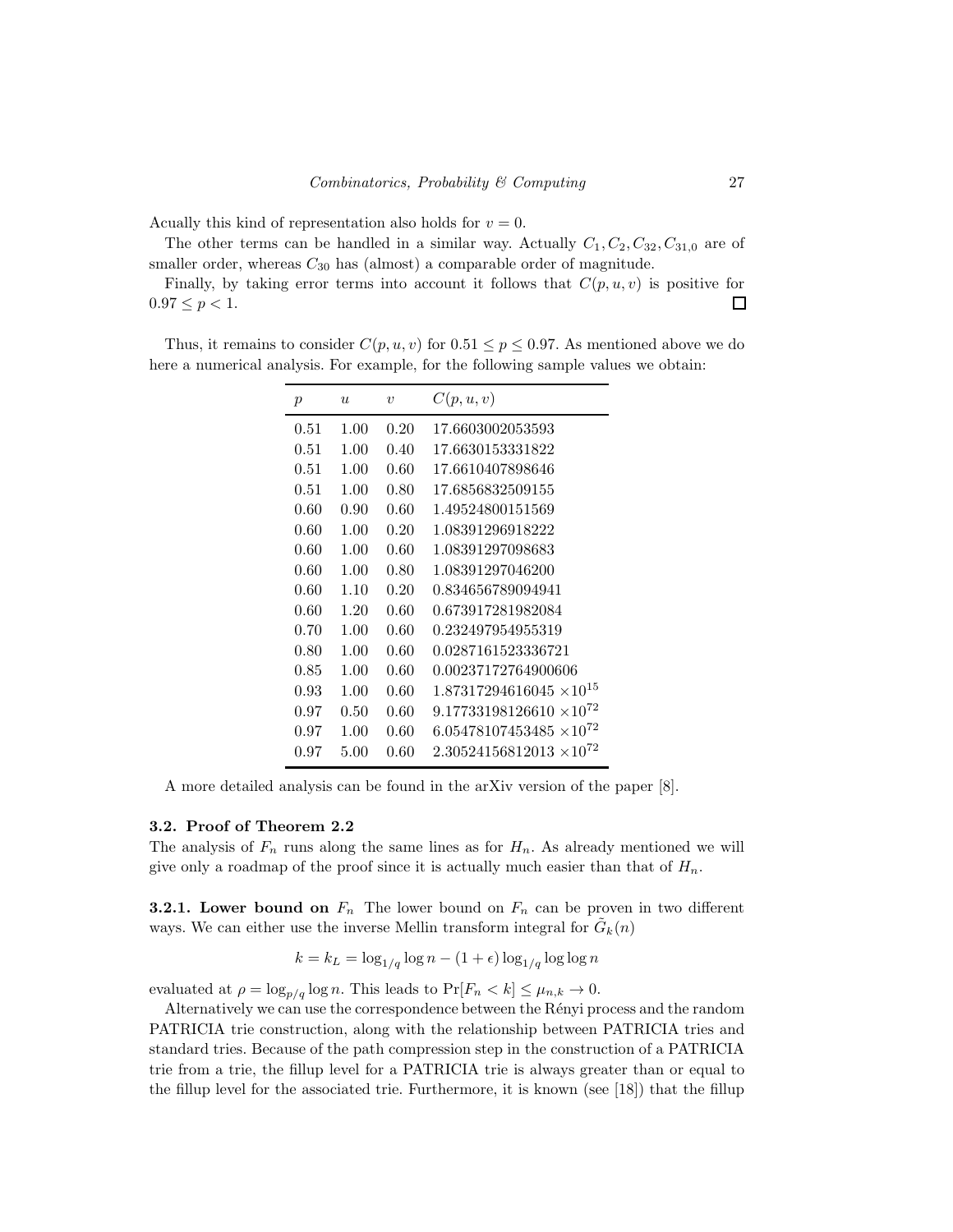Acually this kind of representation also holds for $v = 0$.

The other terms can be handled in a similar way. Actually $C_1, C_2, C_{32}, C_{31,0}$ are of smaller order, whereas $C_{30}$ has (almost) a comparable order of magnitude.

Finally, by taking error terms into account it follows that $C(p, u, v)$ is positive for $0.97 \leq p < 1$. $\square$

Thus, it remains to consider $C(p, u, v)$ for $0.51 \leq p \leq 0.97$. As mentioned above we do here a numerical analysis. For example, for the following sample values we obtain:

| $p$ | $u$ | $v$ | $C(p, u, v)$ |
|---|---|---|---|
| 0.51 | 1.00 | 0.20 | 17.6603002053593 |
| 0.51 | 1.00 | 0.40 | 17.6630153331822 |
| 0.51 | 1.00 | 0.60 | 17.6610407898646 |
| 0.51 | 1.00 | 0.80 | 17.6856832509155 |
| 0.60 | 0.90 | 0.60 | 1.49524800151569 |
| 0.60 | 1.00 | 0.20 | 1.08391296918222 |
| 0.60 | 1.00 | 0.60 | 1.08391297098683 |
| 0.60 | 1.00 | 0.80 | 1.08391297046200 |
| 0.60 | 1.10 | 0.20 | 0.834656789094941 |
| 0.60 | 1.20 | 0.60 | 0.673917281982084 |
| 0.70 | 1.00 | 0.60 | 0.232497954955319 |
| 0.80 | 1.00 | 0.60 | 0.0287161523336721 |
| 0.85 | 1.00 | 0.60 | 0.00237172764900606 |
| 0.93 | 1.00 | 0.60 | $1.87317294616045 \times 10^{15}$ |
| 0.97 | 0.50 | 0.60 | $9.17733198126610 \times 10^{72}$ |
| 0.97 | 1.00 | 0.60 | $6.05478107453485 \times 10^{72}$ |
| 0.97 | 5.00 | 0.60 | $2.30524156812013 \times 10^{72}$ |

A more detailed analysis can be found in the arXiv version of the paper [8].

### 3.2. Proof of Theorem 2.2

The analysis of $F_n$ runs along the same lines as for $H_n$. As already mentioned we will give only a roadmap of the proof since it is actually much easier than that of $H_n$.

#### 3.2.1. Lower bound on $F_n$

The lower bound on $F_n$ can be proven in two different ways. We can either use the inverse Mellin transform integral for $\tilde{G}_k(n)$

$$k = k_L = \log_{1/q} \log n - (1 + \epsilon) \log_{1/q} \log \log n$$

evaluated at $\rho = \log_{p/q} \log n$. This leads to $\Pr[F_n < k] \leq \mu_{n,k} \to 0$.

Alternatively we can use the correspondence between the Rényi process and the random PATRICIA trie construction, along with the relationship between PATRICIA tries and standard tries. Because of the path compression step in the construction of a PATRICIA trie from a trie, the fillup level for a PATRICIA trie is always greater than or equal to the fillup level for the associated trie. Furthermore, it is known (see [18]) that the fillup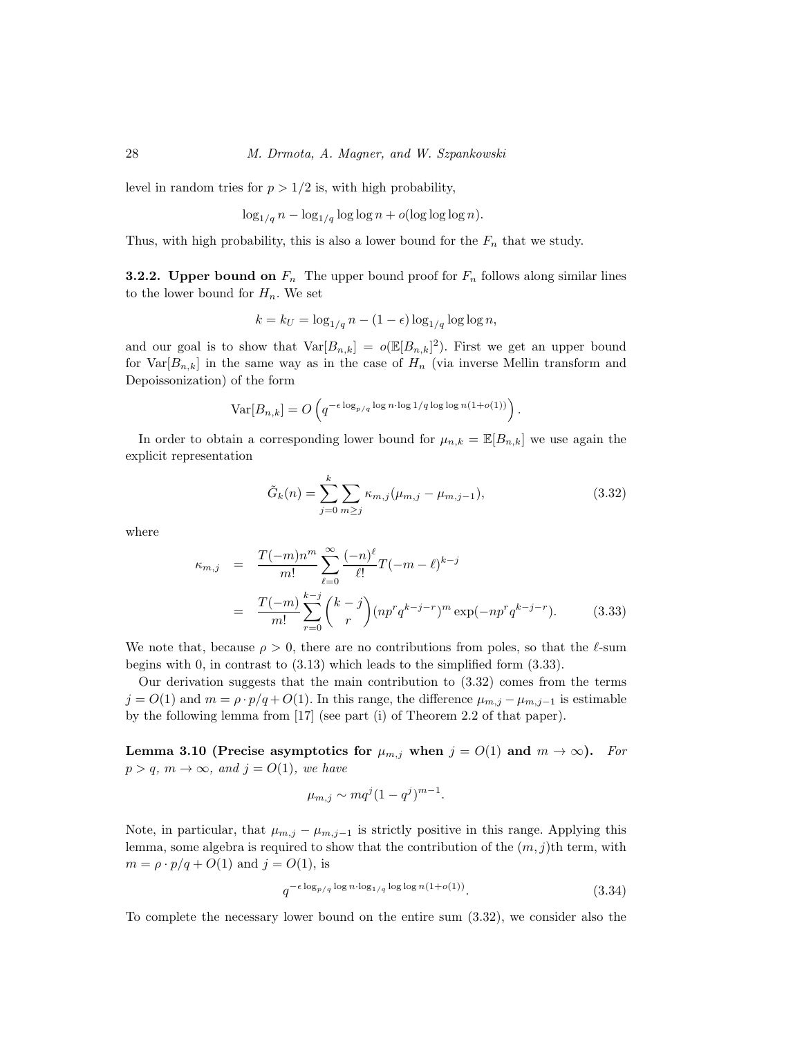level in random tries for $p > 1/2$ is, with high probability,

$$\log_{1/q} n - \log_{1/q} \log \log n + o(\log \log \log n).$$

Thus, with high probability, this is also a lower bound for the $F_n$ that we study.

**3.2.2. Upper bound on $F_n$** The upper bound proof for $F_n$ follows along similar lines to the lower bound for $H_n$. We set

$$k = k_U = \log_{1/q} n - (1 - \epsilon) \log_{1/q} \log \log n,$$

and our goal is to show that $\mathrm{Var}[B_{n,k}] = o(\mathbb{E}[B_{n,k}]^2)$. First we get an upper bound for $\mathrm{Var}[B_{n,k}]$ in the same way as in the case of $H_n$ (via inverse Mellin transform and Depoissonization) of the form

$$\mathrm{Var}[B_{n,k}] = O\left(q^{-\epsilon \log_{p/q} \log n \cdot \log 1/q \log \log n (1+o(1))}\right).$$

In order to obtain a corresponding lower bound for $\mu_{n,k} = \mathbb{E}[B_{n,k}]$ we use again the explicit representation

$$\tilde{G}_k(n) = \sum_{j=0}^{k} \sum_{m \geq j} \kappa_{m,j}(\mu_{m,j} - \mu_{m,j-1}), \tag{3.32}$$

where

$$\begin{aligned}
\kappa_{m,j} &= \frac{T(-m)n^m}{m!} \sum_{\ell=0}^{\infty} \frac{(-n)^\ell}{\ell!} T(-m-\ell)^{k-j} \\
&= \frac{T(-m)}{m!} \sum_{r=0}^{k-j} \binom{k-j}{r} (np^r q^{k-j-r})^m \exp(-np^r q^{k-j-r}). \qquad (3.33)
\end{aligned}$$

We note that, because $\rho > 0$, there are no contributions from poles, so that the $\ell$-sum begins with 0, in contrast to (3.13) which leads to the simplified form (3.33).

Our derivation suggests that the main contribution to (3.32) comes from the terms $j = O(1)$ and $m = \rho \cdot p/q + O(1)$. In this range, the difference $\mu_{m,j} - \mu_{m,j-1}$ is estimable by the following lemma from [17] (see part (i) of Theorem 2.2 of that paper).

**Lemma 3.10 (Precise asymptotics for $\mu_{m,j}$ when $j = O(1)$ and $m \to \infty$).** *For $p > q$, $m \to \infty$, and $j = O(1)$, we have*

$$\mu_{m,j} \sim mq^j(1 - q^j)^{m-1}.$$

Note, in particular, that $\mu_{m,j} - \mu_{m,j-1}$ is strictly positive in this range. Applying this lemma, some algebra is required to show that the contribution of the $(m, j)$th term, with $m = \rho \cdot p/q + O(1)$ and $j = O(1)$, is

$$q^{-\epsilon \log_{p/q} \log n \cdot \log_{1/q} \log \log n (1+o(1))}. \tag{3.34}$$

To complete the necessary lower bound on the entire sum (3.32), we consider also the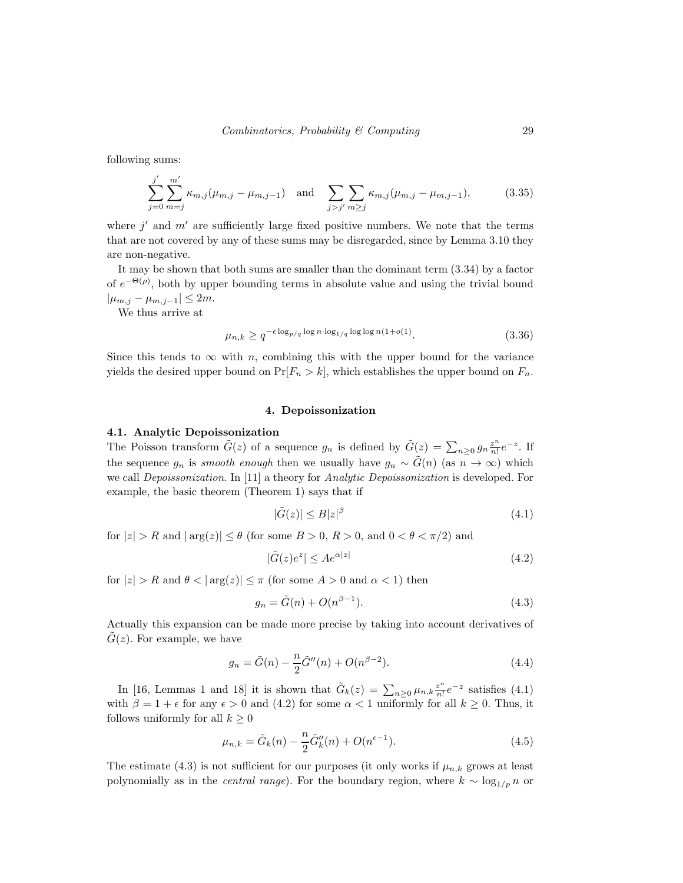following sums:

$$\sum_{j=0}^{j'} \sum_{m=j}^{m'} \kappa_{m,j}(\mu_{m,j} - \mu_{m,j-1}) \quad \text{and} \quad \sum_{j>j'} \sum_{m \geq j} \kappa_{m,j}(\mu_{m,j} - \mu_{m,j-1}), \tag{3.35}$$

where $j'$ and $m'$ are sufficiently large fixed positive numbers. We note that the terms that are not covered by any of these sums may be disregarded, since by Lemma 3.10 they are non-negative.

It may be shown that both sums are smaller than the dominant term (3.34) by a factor of $e^{-\Theta(\rho)}$, both by upper bounding terms in absolute value and using the trivial bound $|\mu_{m,j} - \mu_{m,j-1}| \leq 2m$.

We thus arrive at

$$\mu_{n,k} \geq q^{-\epsilon \log_{p/q} \log n \cdot \log_{1/q} \log\log n (1+o(1))}. \tag{3.36}$$

Since this tends to $\infty$ with $n$, combining this with the upper bound for the variance yields the desired upper bound on $\Pr[F_n > k]$, which establishes the upper bound on $F_n$.

## 4. Depoissonization

### 4.1. Analytic Depoissonization

The Poisson transform $\tilde{G}(z)$ of a sequence $g_n$ is defined by $\tilde{G}(z) = \sum_{n\geq 0} g_n \frac{z^n}{n!} e^{-z}$. If the sequence $g_n$ is *smooth enough* then we usually have $g_n \sim \tilde{G}(n)$ (as $n \to \infty$) which we call *Depoissonization*. In [11] a theory for *Analytic Depoissonization* is developed. For example, the basic theorem (Theorem 1) says that if

$$|\tilde{G}(z)| \leq B|z|^\beta \tag{4.1}$$

for $|z| > R$ and $|\arg(z)| \leq \theta$ (for some $B > 0$, $R > 0$, and $0 < \theta < \pi/2$) and

$$|\tilde{G}(z)e^z| \leq Ae^{\alpha|z|} \tag{4.2}$$

for $|z| > R$ and $\theta < |\arg(z)| \leq \pi$ (for some $A > 0$ and $\alpha < 1$) then

$$g_n = \tilde{G}(n) + O(n^{\beta-1}). \tag{4.3}$$

Actually this expansion can be made more precise by taking into account derivatives of $\tilde{G}(z)$. For example, we have

$$g_n = \tilde{G}(n) - \frac{n}{2}\tilde{G}''(n) + O(n^{\beta-2}). \tag{4.4}$$

In [16, Lemmas 1 and 18] it is shown that $\tilde{G}_k(z) = \sum_{n\geq 0} \mu_{n,k} \frac{z^n}{n!} e^{-z}$ satisfies (4.1) with $\beta = 1 + \epsilon$ for any $\epsilon > 0$ and (4.2) for some $\alpha < 1$ uniformly for all $k \geq 0$. Thus, it follows uniformly for all $k \geq 0$

$$\mu_{n,k} = \tilde{G}_k(n) - \frac{n}{2}\tilde{G}_k''(n) + O(n^{\epsilon-1}). \tag{4.5}$$

The estimate (4.3) is not sufficient for our purposes (it only works if $\mu_{n,k}$ grows at least polynomially as in the *central range*). For the boundary region, where $k \sim \log_{1/p} n$ or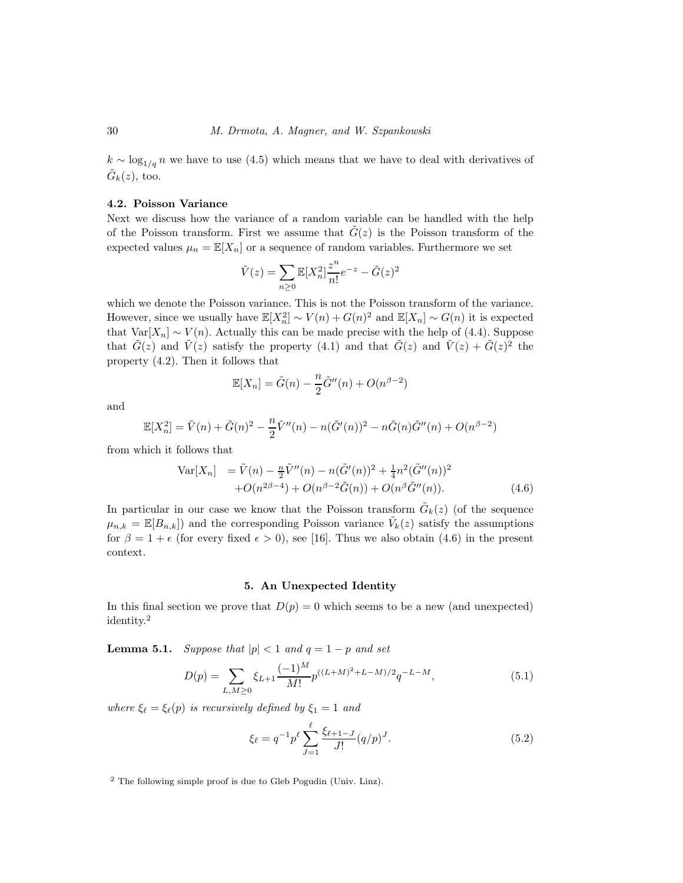$k \sim \log_{1/q} n$ we have to use (4.5) which means that we have to deal with derivatives of $\tilde{G}_k(z)$, too.

### 4.2. Poisson Variance

Next we discuss how the variance of a random variable can be handled with the help of the Poisson transform. First we assume that $\tilde{G}(z)$ is the Poisson transform of the expected values $\mu_n = \mathbb{E}[X_n]$ or a sequence of random variables. Furthermore we set

$$\tilde{V}(z) = \sum_{n\ge 0} \mathbb{E}[X_n^2] \frac{z^n}{n!} e^{-z} - \tilde{G}(z)^2$$

which we denote the Poisson variance. This is not the Poisson transform of the variance. However, since we usually have $\mathbb{E}[X_n^2] \sim V(n) + G(n)^2$ and $\mathbb{E}[X_n] \sim G(n)$ it is expected that $\mathrm{Var}[X_n] \sim V(n)$. Actually this can be made precise with the help of (4.4). Suppose that $\tilde{G}(z)$ and $\tilde{V}(z)$ satisfy the property (4.1) and that $\tilde{G}(z)$ and $\tilde{V}(z) + \tilde{G}(z)^2$ the property (4.2). Then it follows that

$$\mathbb{E}[X_n] = \tilde{G}(n) - \frac{n}{2}\tilde{G}''(n) + O(n^{\beta-2})$$

and

$$\mathbb{E}[X_n^2] = \tilde{V}(n) + \tilde{G}(n)^2 - \frac{n}{2}\tilde{V}''(n) - n(\tilde{G}'(n))^2 - n\tilde{G}(n)\tilde{G}''(n) + O(n^{\beta-2})$$

from which it follows that

$$\begin{aligned} \mathrm{Var}[X_n] &= \tilde{V}(n) - \tfrac{n}{2}\tilde{V}''(n) - n(\tilde{G}'(n))^2 + \tfrac{1}{4}n^2(\tilde{G}''(n))^2 \\ &\quad + O(n^{2\beta-4}) + O(n^{\beta-2}\tilde{G}(n)) + O(n^{\beta}\tilde{G}''(n)). \end{aligned} \tag{4.6}$$

In particular in our case we know that the Poisson transform $\tilde{G}_k(z)$ (of the sequence $\mu_{n,k} = \mathbb{E}[B_{n,k}]$) and the corresponding Poisson variance $\tilde{V}_k(z)$ satisfy the assumptions for $\beta = 1 + \epsilon$ (for every fixed $\epsilon > 0$), see [16]. Thus we also obtain (4.6) in the present context.

## 5. An Unexpected Identity

In this final section we prove that $D(p) = 0$ which seems to be a new (and unexpected) identity.[2]

**Lemma 5.1.** *Suppose that $|p| < 1$ and $q = 1 - p$ and set*

$$D(p) = \sum_{L,M\ge 0} \xi_{L+1} \frac{(-1)^M}{M!} p^{((L+M)^2+L-M)/2} q^{-L-M}, \tag{5.1}$$

*where $\xi_\ell = \xi_\ell(p)$ is recursively defined by $\xi_1 = 1$ and*

$$\xi_\ell = q^{-1} p^\ell \sum_{J=1}^{\ell} \frac{\xi_{\ell+1-J}}{J!} (q/p)^J. \tag{5.2}$$

[2] The following simple proof is due to Gleb Pogudin (Univ. Linz).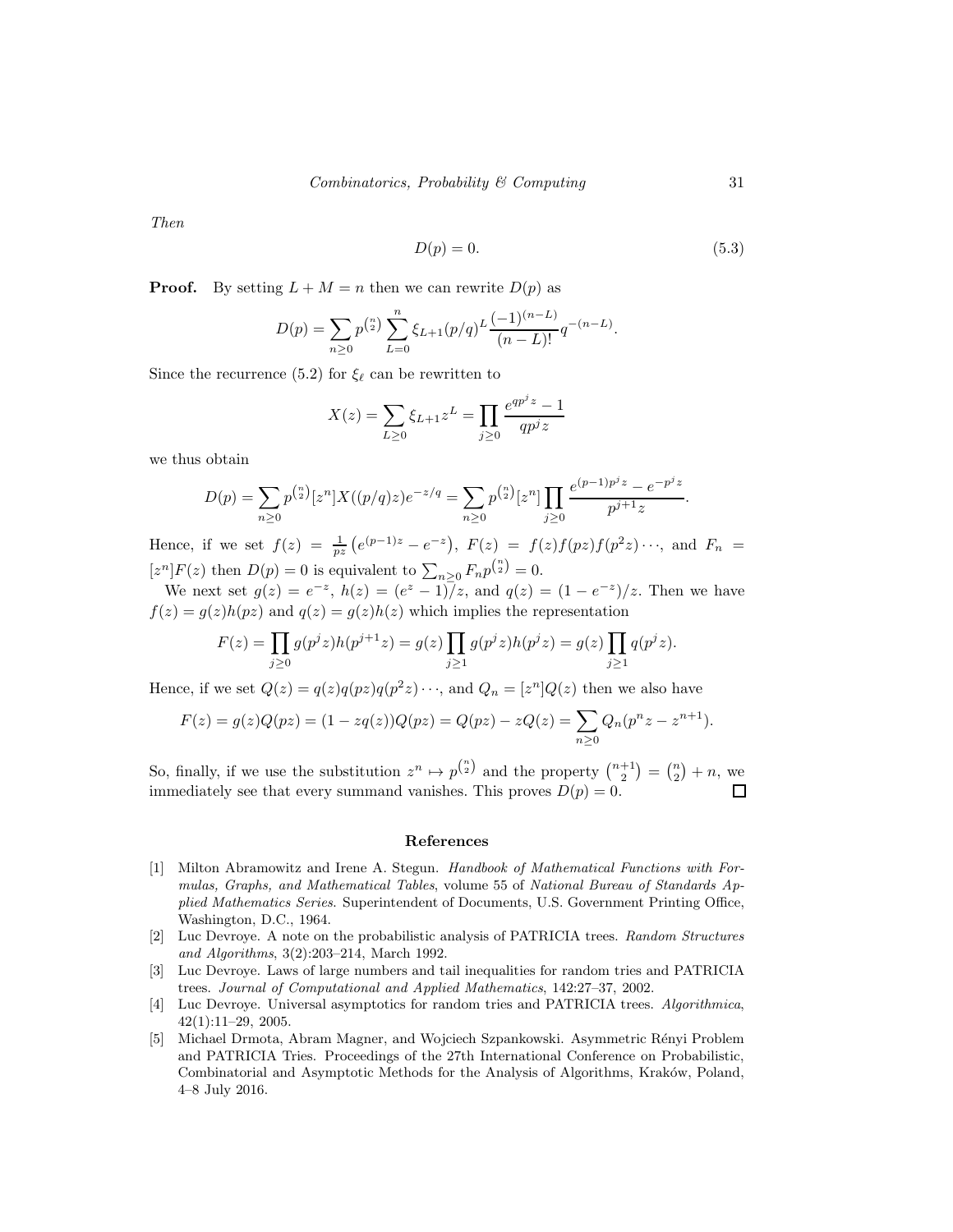*Then*

$$D(p) = 0. \tag{5.3}$$

**Proof.** By setting $L + M = n$ then we can rewrite $D(p)$ as

$$D(p) = \sum_{n\ge 0} p^{\binom{n}{2}} \sum_{L=0}^{n} \xi_{L+1}(p/q)^L \frac{(-1)^{(n-L)}}{(n-L)!} q^{-(n-L)}.$$

Since the recurrence (5.2) for $\xi_\ell$ can be rewritten to

$$X(z) = \sum_{L\ge 0} \xi_{L+1} z^L = \prod_{j\ge 0} \frac{e^{qp^j z} - 1}{qp^j z}$$

we thus obtain

$$D(p) = \sum_{n\ge 0} p^{\binom{n}{2}} [z^n] X((p/q)z) e^{-z/q} = \sum_{n\ge 0} p^{\binom{n}{2}} [z^n] \prod_{j\ge 0} \frac{e^{(p-1)p^j z} - e^{-p^j z}}{p^{j+1} z}.$$

Hence, if we set $f(z) = \frac{1}{pz}\left(e^{(p-1)z} - e^{-z}\right)$, $F(z) = f(z)f(pz)f(p^2z)\cdots$, and $F_n = [z^n]F(z)$ then $D(p) = 0$ is equivalent to $\sum_{n\ge 0} F_n p^{\binom{n}{2}} = 0$.

We next set $g(z) = e^{-z}$, $h(z) = (e^z - 1)/z$, and $q(z) = (1 - e^{-z})/z$. Then we have $f(z) = g(z)h(pz)$ and $q(z) = g(z)h(z)$ which implies the representation

$$F(z) = \prod_{j\ge 0} g(p^j z) h(p^{j+1} z) = g(z) \prod_{j\ge 1} g(p^j z) h(p^j z) = g(z) \prod_{j\ge 1} q(p^j z).$$

Hence, if we set $Q(z) = q(z)q(pz)q(p^2z)\cdots$, and $Q_n = [z^n]Q(z)$ then we also have

$$F(z) = g(z)Q(pz) = (1 - zq(z))Q(pz) = Q(pz) - zQ(z) = \sum_{n\ge 0} Q_n(p^n z - z^{n+1}).$$

So, finally, if we use the substitution $z^n \mapsto p^{\binom{n}{2}}$ and the property $\binom{n+1}{2} = \binom{n}{2} + n$, we immediately see that every summand vanishes. This proves $D(p) = 0$. □

## References

[1] Milton Abramowitz and Irene A. Stegun. *Handbook of Mathematical Functions with Formulas, Graphs, and Mathematical Tables*, volume 55 of *National Bureau of Standards Applied Mathematics Series*. Superintendent of Documents, U.S. Government Printing Office, Washington, D.C., 1964.

[2] Luc Devroye. A note on the probabilistic analysis of PATRICIA trees. *Random Structures and Algorithms*, 3(2):203–214, March 1992.

[3] Luc Devroye. Laws of large numbers and tail inequalities for random tries and PATRICIA trees. *Journal of Computational and Applied Mathematics*, 142:27–37, 2002.

[4] Luc Devroye. Universal asymptotics for random tries and PATRICIA trees. *Algorithmica*, 42(1):11–29, 2005.

[5] Michael Drmota, Abram Magner, and Wojciech Szpankowski. Asymmetric Rényi Problem and PATRICIA Tries. Proceedings of the 27th International Conference on Probabilistic, Combinatorial and Asymptotic Methods for the Analysis of Algorithms, Kraków, Poland, 4–8 July 2016.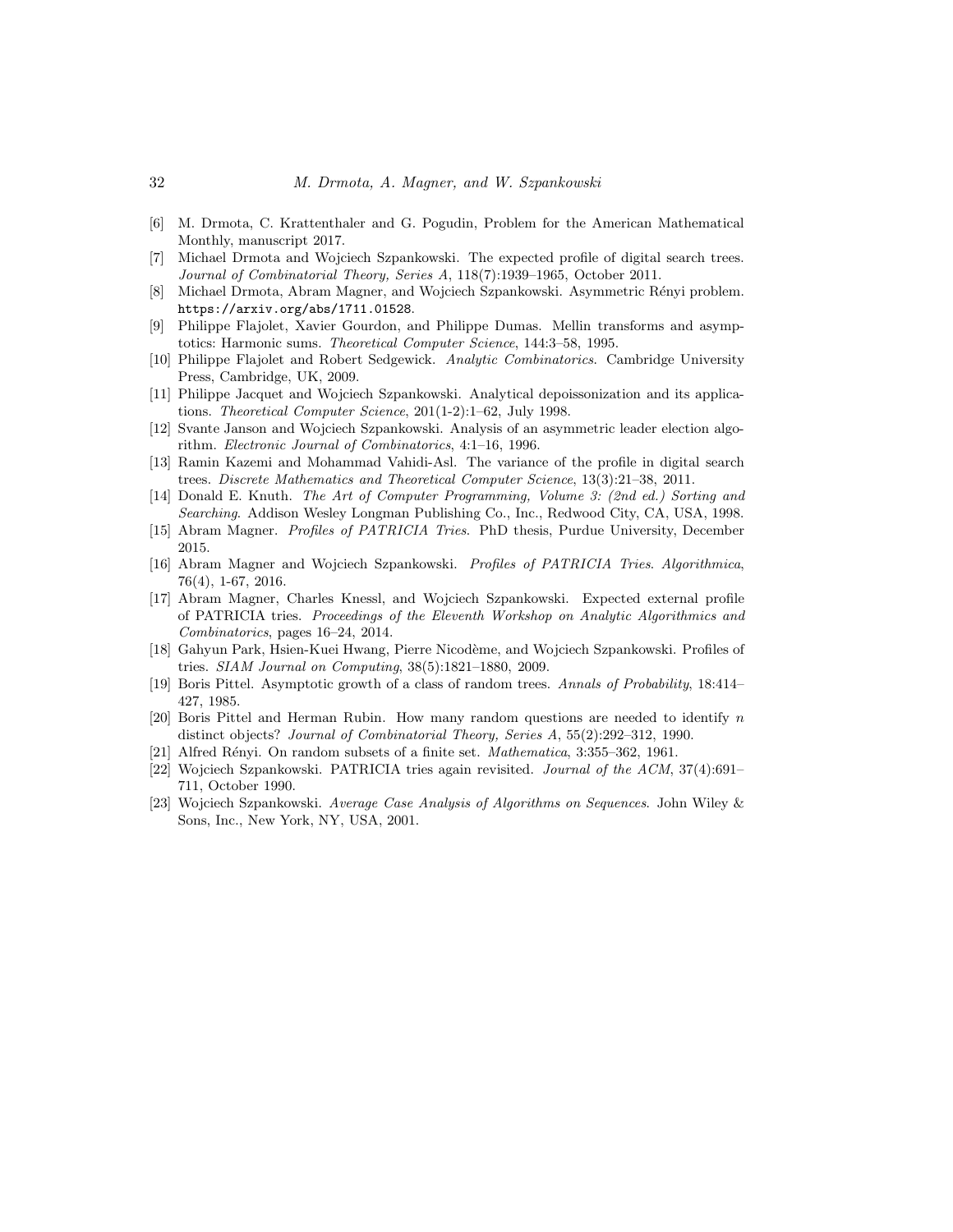[6] M. Drmota, C. Krattenthaler and G. Pogudin, Problem for the American Mathematical Monthly, manuscript 2017.

[7] Michael Drmota and Wojciech Szpankowski. The expected profile of digital search trees. *Journal of Combinatorial Theory, Series A*, 118(7):1939–1965, October 2011.

[8] Michael Drmota, Abram Magner, and Wojciech Szpankowski. Asymmetric Rényi problem. `https://arxiv.org/abs/1711.01528`.

[9] Philippe Flajolet, Xavier Gourdon, and Philippe Dumas. Mellin transforms and asymptotics: Harmonic sums. *Theoretical Computer Science*, 144:3–58, 1995.

[10] Philippe Flajolet and Robert Sedgewick. *Analytic Combinatorics*. Cambridge University Press, Cambridge, UK, 2009.

[11] Philippe Jacquet and Wojciech Szpankowski. Analytical depoissonization and its applications. *Theoretical Computer Science*, 201(1-2):1–62, July 1998.

[12] Svante Janson and Wojciech Szpankowski. Analysis of an asymmetric leader election algorithm. *Electronic Journal of Combinatorics*, 4:1–16, 1996.

[13] Ramin Kazemi and Mohammad Vahidi-Asl. The variance of the profile in digital search trees. *Discrete Mathematics and Theoretical Computer Science*, 13(3):21–38, 2011.

[14] Donald E. Knuth. *The Art of Computer Programming, Volume 3: (2nd ed.) Sorting and Searching*. Addison Wesley Longman Publishing Co., Inc., Redwood City, CA, USA, 1998.

[15] Abram Magner. *Profiles of PATRICIA Tries*. PhD thesis, Purdue University, December 2015.

[16] Abram Magner and Wojciech Szpankowski. *Profiles of PATRICIA Tries*. *Algorithmica*, 76(4), 1-67, 2016.

[17] Abram Magner, Charles Knessl, and Wojciech Szpankowski. Expected external profile of PATRICIA tries. *Proceedings of the Eleventh Workshop on Analytic Algorithmics and Combinatorics*, pages 16–24, 2014.

[18] Gahyun Park, Hsien-Kuei Hwang, Pierre Nicodème, and Wojciech Szpankowski. Profiles of tries. *SIAM Journal on Computing*, 38(5):1821–1880, 2009.

[19] Boris Pittel. Asymptotic growth of a class of random trees. *Annals of Probability*, 18:414–427, 1985.

[20] Boris Pittel and Herman Rubin. How many random questions are needed to identify $n$ distinct objects? *Journal of Combinatorial Theory, Series A*, 55(2):292–312, 1990.

[21] Alfred Rényi. On random subsets of a finite set. *Mathematica*, 3:355–362, 1961.

[22] Wojciech Szpankowski. PATRICIA tries again revisited. *Journal of the ACM*, 37(4):691–711, October 1990.

[23] Wojciech Szpankowski. *Average Case Analysis of Algorithms on Sequences*. John Wiley & Sons, Inc., New York, NY, USA, 2001.